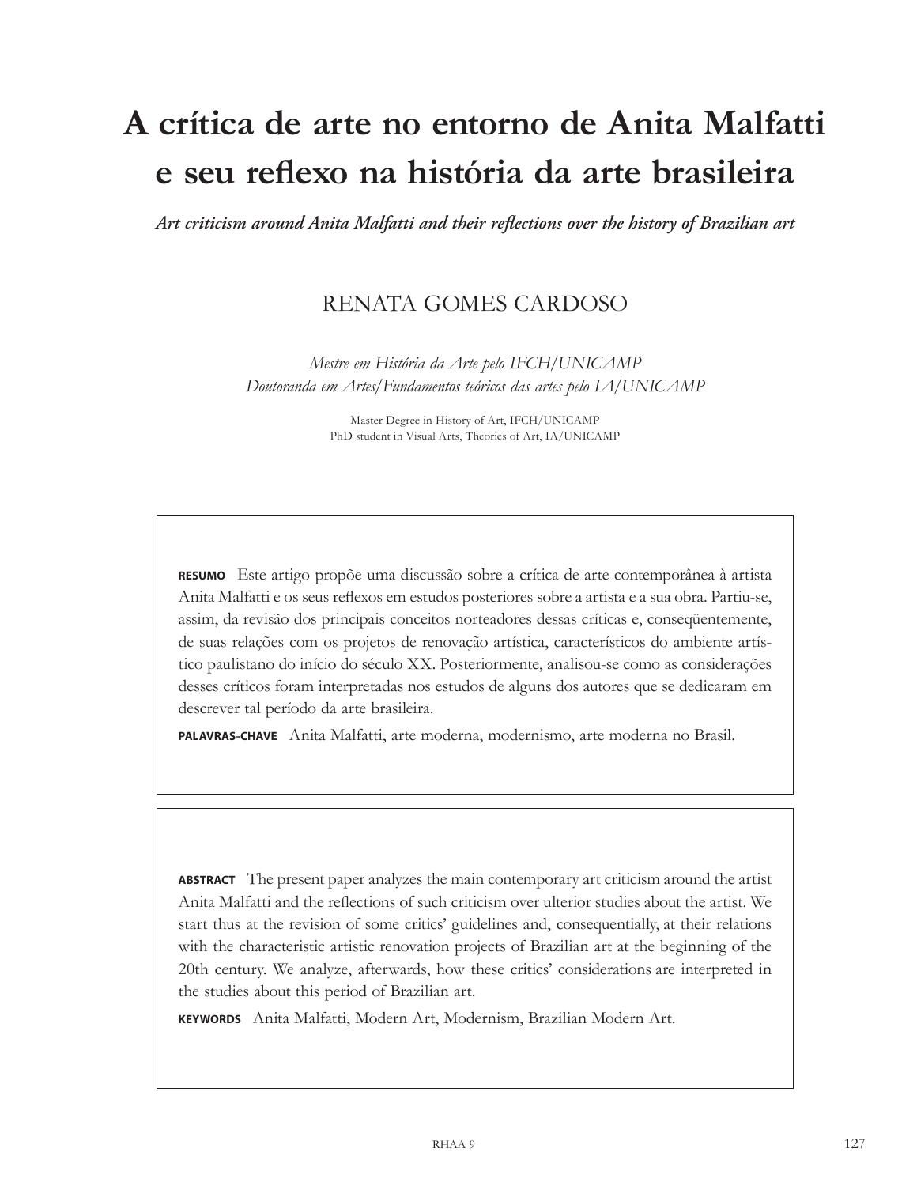# A crítica de arte no entorno de Anita Malfatti e seu reflexo na história da arte brasileira

*Art criticism around Anita Malfatti and their reflections over the history of Brazilian art*

## RENATA GOMES CARDOSO

*Mestre em História da Arte pelo IFCH/UNICAMP*
*Doutoranda em Artes/Fundamentos teóricos das artes pelo IA/UNICAMP*

Master Degree in History of Art, IFCH/UNICAMP
PhD student in Visual Arts, Theories of Art, IA/UNICAMP

**RESUMO** Este artigo propõe uma discussão sobre a crítica de arte contemporânea à artista Anita Malfatti e os seus reflexos em estudos posteriores sobre a artista e a sua obra. Partiu-se, assim, da revisão dos principais conceitos norteadores dessas críticas e, conseqüentemente, de suas relações com os projetos de renovação artística, característicos do ambiente artístico paulistano do início do século XX. Posteriormente, analisou-se como as considerações desses críticos foram interpretadas nos estudos de alguns dos autores que se dedicaram em descrever tal período da arte brasileira.

**PALAVRAS-CHAVE** Anita Malfatti, arte moderna, modernismo, arte moderna no Brasil.

**ABSTRACT** The present paper analyzes the main contemporary art criticism around the artist Anita Malfatti and the reflections of such criticism over ulterior studies about the artist. We start thus at the revision of some critics' guidelines and, consequentially, at their relations with the characteristic artistic renovation projects of Brazilian art at the beginning of the 20th century. We analyze, afterwards, how these critics' considerations are interpreted in the studies about this period of Brazilian art.

**KEYWORDS** Anita Malfatti, Modern Art, Modernism, Brazilian Modern Art.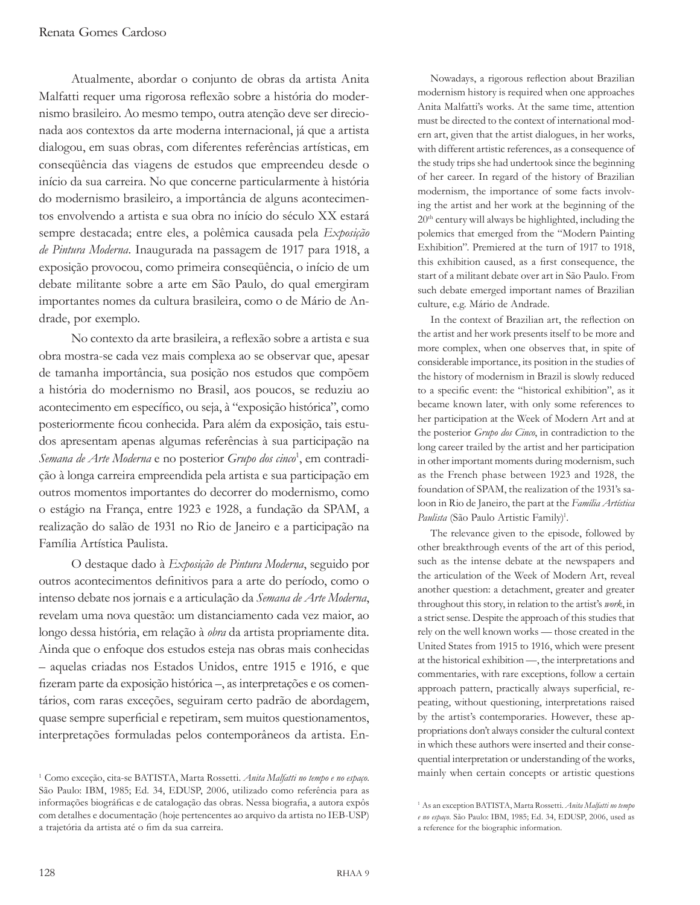Atualmente, abordar o conjunto de obras da artista Anita Malfatti requer uma rigorosa reflexão sobre a história do modernismo brasileiro. Ao mesmo tempo, outra atenção deve ser direcionada aos contextos da arte moderna internacional, já que a artista dialogou, em suas obras, com diferentes referências artísticas, em conseqüência das viagens de estudos que empreendeu desde o início da sua carreira. No que concerne particularmente à história do modernismo brasileiro, a importância de alguns acontecimentos envolvendo a artista e sua obra no início do século XX estará sempre destacada; entre eles, a polêmica causada pela *Exposição de Pintura Moderna*. Inaugurada na passagem de 1917 para 1918, a exposição provocou, como primeira conseqüência, o início de um debate militante sobre a arte em São Paulo, do qual emergiram importantes nomes da cultura brasileira, como o de Mário de Andrade, por exemplo.

No contexto da arte brasileira, a reflexão sobre a artista e sua obra mostra-se cada vez mais complexa ao se observar que, apesar de tamanha importância, sua posição nos estudos que compõem a história do modernismo no Brasil, aos poucos, se reduziu ao acontecimento em específico, ou seja, à "exposição histórica", como posteriormente ficou conhecida. Para além da exposição, tais estudos apresentam apenas algumas referências à sua participação na *Semana de Arte Moderna* e no posterior *Grupo dos cinco*[1], em contradição à longa carreira empreendida pela artista e sua participação em outros momentos importantes do decorrer do modernismo, como o estágio na França, entre 1923 e 1928, a fundação da SPAM, a realização do salão de 1931 no Rio de Janeiro e a participação na Família Artística Paulista.

O destaque dado à *Exposição de Pintura Moderna*, seguido por outros acontecimentos definitivos para a arte do período, como o intenso debate nos jornais e a articulação da *Semana de Arte Moderna*, revelam uma nova questão: um distanciamento cada vez maior, ao longo dessa história, em relação à *obra* da artista propriamente dita. Ainda que o enfoque dos estudos esteja nas obras mais conhecidas – aquelas criadas nos Estados Unidos, entre 1915 e 1916, e que fizeram parte da exposição histórica –, as interpretações e os comentários, com raras exceções, seguiram certo padrão de abordagem, quase sempre superficial e repetiram, sem muitos questionamentos, interpretações formuladas pelos contemporâneos da artista. En-

[1] Como exceção, cita-se BATISTA, Marta Rossetti. *Anita Malfatti no tempo e no espaço*. São Paulo: IBM, 1985; Ed. 34, EDUSP, 2006, utilizado como referência para as informações biográficas e de catalogação das obras. Nessa biografia, a autora expôs com detalhes e documentação (hoje pertencentes ao arquivo da artista no IEB-USP) a trajetória da artista até o fim da sua carreira.

Nowadays, a rigorous reflection about Brazilian modernism history is required when one approaches Anita Malfatti's works. At the same time, attention must be directed to the context of international modern art, given that the artist dialogues, in her works, with different artistic references, as a consequence of the study trips she had undertook since the beginning of her career. In regard of the history of Brazilian modernism, the importance of some facts involving the artist and her work at the beginning of the 20th century will always be highlighted, including the polemics that emerged from the "Modern Painting Exhibition". Premiered at the turn of 1917 to 1918, this exhibition caused, as a first consequence, the start of a militant debate over art in São Paulo. From such debate emerged important names of Brazilian culture, e.g. Mário de Andrade.

In the context of Brazilian art, the reflection on the artist and her work presents itself to be more and more complex, when one observes that, in spite of considerable importance, its position in the studies of the history of modernism in Brazil is slowly reduced to a specific event: the "historical exhibition", as it became known later, with only some references to her participation at the Week of Modern Art and at the posterior *Grupo dos Cinco*, in contradiction to the long career trailed by the artist and her participation in other important moments during modernism, such as the French phase between 1923 and 1928, the foundation of SPAM, the realization of the 1931's saloon in Rio de Janeiro, the part at the *Família Artística Paulista* (São Paulo Artistic Family)[1].

The relevance given to the episode, followed by other breakthrough events of the art of this period, such as the intense debate at the newspapers and the articulation of the Week of Modern Art, reveal another question: a detachment, greater and greater throughout this story, in relation to the artist's *work*, in a strict sense. Despite the approach of this studies that rely on the well known works — those created in the United States from 1915 to 1916, which were present at the historical exhibition —, the interpretations and commentaries, with rare exceptions, follow a certain approach pattern, practically always superficial, repeating, without questioning, interpretations raised by the artist's contemporaries. However, these appropriations don't always consider the cultural context in which these authors were inserted and their consequential interpretation or understanding of the works, mainly when certain concepts or artistic questions

[1] As an exception BATISTA, Marta Rossetti. *Anita Malfatti no tempo e no espaço*. São Paulo: IBM, 1985; Ed. 34, EDUSP, 2006, used as a reference for the biographic information.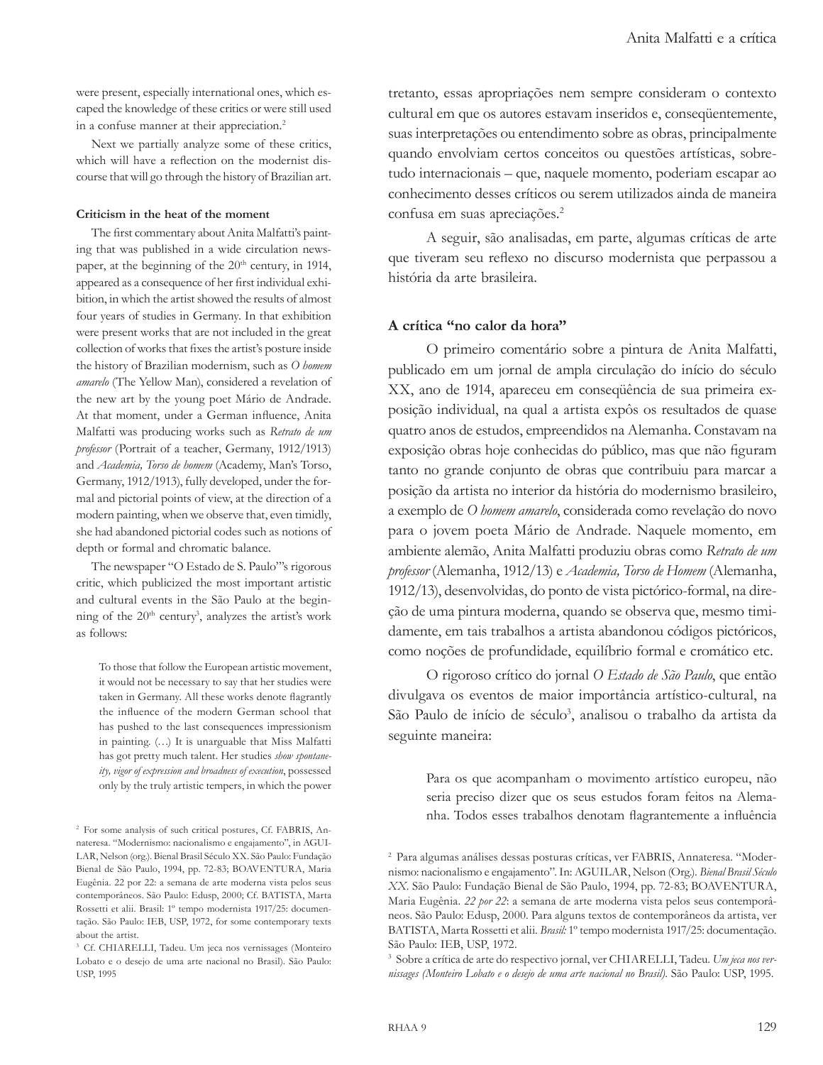were present, especially international ones, which escaped the knowledge of these critics or were still used in a confuse manner at their appreciation.[2]

Next we partially analyze some of these critics, which will have a reflection on the modernist discourse that will go through the history of Brazilian art.

**Criticism in the heat of the moment**

The first commentary about Anita Malfatti's painting that was published in a wide circulation newspaper, at the beginning of the 20th century, in 1914, appeared as a consequence of her first individual exhibition, in which the artist showed the results of almost four years of studies in Germany. In that exhibition were present works that are not included in the great collection of works that fixes the artist's posture inside the history of Brazilian modernism, such as *O homem amarelo* (The Yellow Man), considered a revelation of the new art by the young poet Mário de Andrade. At that moment, under a German influence, Anita Malfatti was producing works such as *Retrato de um professor* (Portrait of a teacher, Germany, 1912/1913) and *Academia, Torso de homem* (Academy, Man's Torso, Germany, 1912/1913), fully developed, under the formal and pictorial points of view, at the direction of a modern painting, when we observe that, even timidly, she had abandoned pictorial codes such as notions of depth or formal and chromatic balance.

The newspaper "O Estado de S. Paulo"'s rigorous critic, which publicized the most important artistic and cultural events in the São Paulo at the beginning of the 20th century[3], analyzes the artist's work as follows:

> To those that follow the European artistic movement, it would not be necessary to say that her studies were taken in Germany. All these works denote flagrantly the influence of the modern German school that has pushed to the last consequences impressionism in painting. (…) It is unarguable that Miss Malfatti has got pretty much talent. Her studies *show spontaneity, vigor of expression and broadness of execution*, possessed only by the truly artistic tempers, in which the power

[2] For some analysis of such critical postures, Cf. FABRIS, Annateresa. "Modernismo: nacionalismo e engajamento", in AGUILAR, Nelson (org.). Bienal Brasil Século XX. São Paulo: Fundação Bienal de São Paulo, 1994, pp. 72-83; BOAVENTURA, Maria Eugênia. 22 por 22: a semana de arte moderna vista pelos seus contemporâneos. São Paulo: Edusp, 2000; Cf. BATISTA, Marta Rossetti et alii. Brasil: 1º tempo modernista 1917/25: documentação. São Paulo: IEB, USP, 1972, for some contemporary texts about the artist.

[3] Cf. CHIARELLI, Tadeu. Um jeca nos vernissages (Monteiro Lobato e o desejo de uma arte nacional no Brasil). São Paulo: USP, 1995

tretanto, essas apropriações nem sempre consideram o contexto cultural em que os autores estavam inseridos e, conseqüentemente, suas interpretações ou entendimento sobre as obras, principalmente quando envolviam certos conceitos ou questões artísticas, sobretudo internacionais – que, naquele momento, poderiam escapar ao conhecimento desses críticos ou serem utilizados ainda de maneira confusa em suas apreciações.[2]

A seguir, são analisadas, em parte, algumas críticas de arte que tiveram seu reflexo no discurso modernista que perpassou a história da arte brasileira.

**A crítica "no calor da hora"**

O primeiro comentário sobre a pintura de Anita Malfatti, publicado em um jornal de ampla circulação do início do século XX, ano de 1914, apareceu em conseqüência de sua primeira exposição individual, na qual a artista expôs os resultados de quase quatro anos de estudos, empreendidos na Alemanha. Constavam na exposição obras hoje conhecidas do público, mas que não figuram tanto no grande conjunto de obras que contribuiu para marcar a posição da artista no interior da história do modernismo brasileiro, a exemplo de *O homem amarelo*, considerada como revelação do novo para o jovem poeta Mário de Andrade. Naquele momento, em ambiente alemão, Anita Malfatti produziu obras como *Retrato de um professor* (Alemanha, 1912/13) e *Academia, Torso de Homem* (Alemanha, 1912/13), desenvolvidas, do ponto de vista pictórico-formal, na direção de uma pintura moderna, quando se observa que, mesmo timidamente, em tais trabalhos a artista abandonou códigos pictóricos, como noções de profundidade, equilíbrio formal e cromático etc.

O rigoroso crítico do jornal *O Estado de São Paulo*, que então divulgava os eventos de maior importância artístico-cultural, na São Paulo de início de século[3], analisou o trabalho da artista da seguinte maneira:

> Para os que acompanham o movimento artístico europeu, não seria preciso dizer que os seus estudos foram feitos na Alemanha. Todos esses trabalhos denotam flagrantemente a influência

[2] Para algumas análises dessas posturas críticas, ver FABRIS, Annateresa. "Modernismo: nacionalismo e engajamento". In: AGUILAR, Nelson (Org.). *Bienal Brasil Século XX*. São Paulo: Fundação Bienal de São Paulo, 1994, pp. 72-83; BOAVENTURA, Maria Eugênia. *22 por 22*: a semana de arte moderna vista pelos seus contemporâneos. São Paulo: Edusp, 2000. Para alguns textos de contemporâneos da artista, ver BATISTA, Marta Rossetti et alii. *Brasil:* 1º tempo modernista 1917/25: documentação. São Paulo: IEB, USP, 1972.

[3] Sobre a crítica de arte do respectivo jornal, ver CHIARELLI, Tadeu. *Um jeca nos vernissages (Monteiro Lobato e o desejo de uma arte nacional no Brasil)*. São Paulo: USP, 1995.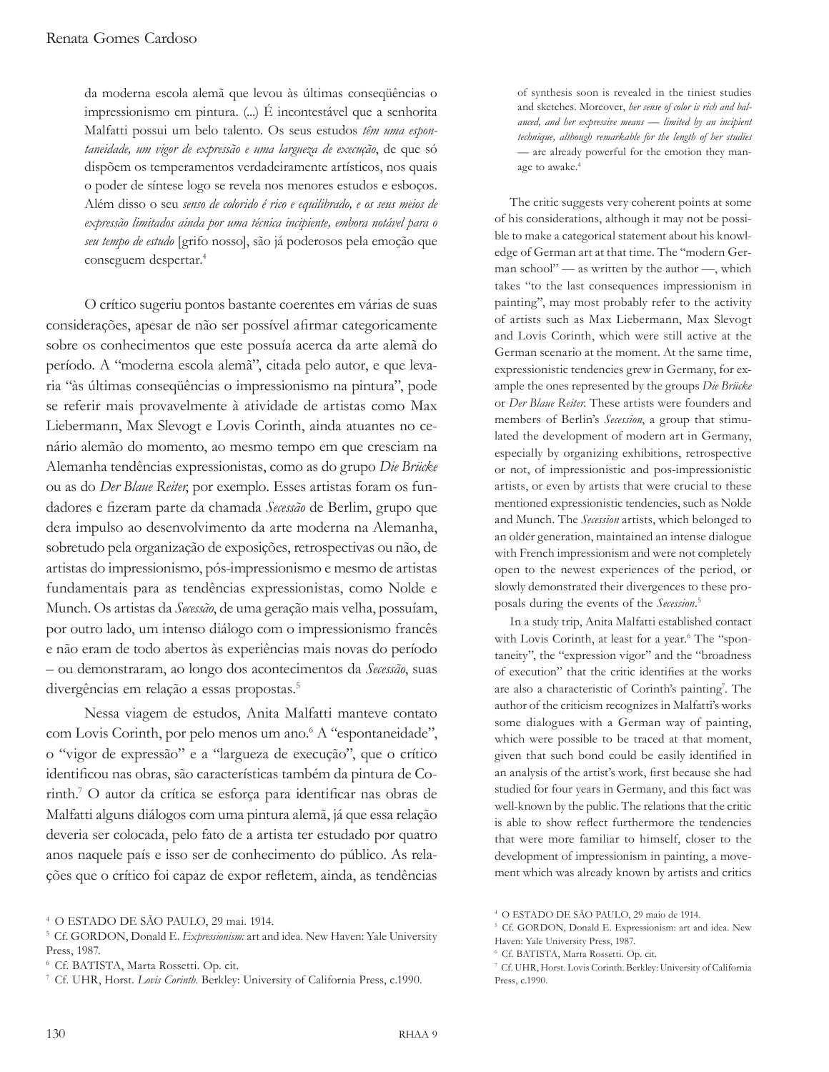> da moderna escola alemã que levou às últimas conseqüências o impressionismo em pintura. (...) É incontestável que a senhorita Malfatti possui um belo talento. Os seus estudos *têm uma espontaneidade, um vigor de expressão e uma largueza de execução*, de que só dispõem os temperamentos verdadeiramente artísticos, nos quais o poder de síntese logo se revela nos menores estudos e esboços. Além disso o seu *senso de colorido é rico e equilibrado, e os seus meios de expressão limitados ainda por uma técnica incipiente, embora notável para o seu tempo de estudo* [grifo nosso], são já poderosos pela emoção que conseguem despertar.[4]

O crítico sugeriu pontos bastante coerentes em várias de suas considerações, apesar de não ser possível afirmar categoricamente sobre os conhecimentos que este possuía acerca da arte alemã do período. A "moderna escola alemã", citada pelo autor, e que levaria "às últimas conseqüências o impressionismo na pintura", pode se referir mais provavelmente à atividade de artistas como Max Liebermann, Max Slevogt e Lovis Corinth, ainda atuantes no cenário alemão do momento, ao mesmo tempo em que cresciam na Alemanha tendências expressionistas, como as do grupo *Die Brücke* ou as do *Der Blaue Reiter*, por exemplo. Esses artistas foram os fundadores e fizeram parte da chamada *Secessão* de Berlim, grupo que dera impulso ao desenvolvimento da arte moderna na Alemanha, sobretudo pela organização de exposições, retrospectivas ou não, de artistas do impressionismo, pós-impressionismo e mesmo de artistas fundamentais para as tendências expressionistas, como Nolde e Munch. Os artistas da *Secessão*, de uma geração mais velha, possuíam, por outro lado, um intenso diálogo com o impressionismo francês e não eram de todo abertos às experiências mais novas do período – ou demonstraram, ao longo dos acontecimentos da *Secessão*, suas divergências em relação a essas propostas.[5]

Nessa viagem de estudos, Anita Malfatti manteve contato com Lovis Corinth, por pelo menos um ano.[6] A "espontaneidade", o "vigor de expressão" e a "largueza de execução", que o crítico identificou nas obras, são características também da pintura de Corinth.[7] O autor da crítica se esforça para identificar nas obras de Malfatti alguns diálogos com uma pintura alemã, já que essa relação deveria ser colocada, pelo fato de a artista ter estudado por quatro anos naquele país e isso ser de conhecimento do público. As relações que o crítico foi capaz de expor refletem, ainda, as tendências

[4] O ESTADO DE SÃO PAULO, 29 mai. 1914.

[5] Cf. GORDON, Donald E. *Expressionism:* art and idea. New Haven: Yale University Press, 1987.

[6] Cf. BATISTA, Marta Rossetti. Op. cit.

[7] Cf. UHR, Horst. *Lovis Corinth*. Berkley: University of California Press, c.1990.

> of synthesis soon is revealed in the tiniest studies and sketches. Moreover, *her sense of color is rich and balanced, and her expressive means — limited by an incipient technique, although remarkable for the length of her studies* — are already powerful for the emotion they manage to awake.[4]

The critic suggests very coherent points at some of his considerations, although it may not be possible to make a categorical statement about his knowledge of German art at that time. The "modern German school" — as written by the author —, which takes "to the last consequences impressionism in painting", may most probably refer to the activity of artists such as Max Liebermann, Max Slevogt and Lovis Corinth, which were still active at the German scenario at the moment. At the same time, expressionistic tendencies grew in Germany, for example the ones represented by the groups *Die Brücke* or *Der Blaue Reiter*. These artists were founders and members of Berlin's *Secession*, a group that stimulated the development of modern art in Germany, especially by organizing exhibitions, retrospective or not, of impressionistic and pos-impressionistic artists, or even by artists that were crucial to these mentioned expressionistic tendencies, such as Nolde and Munch. The *Secession* artists, which belonged to an older generation, maintained an intense dialogue with French impressionism and were not completely open to the newest experiences of the period, or slowly demonstrated their divergences to these proposals during the events of the *Secession*.[5]

In a study trip, Anita Malfatti established contact with Lovis Corinth, at least for a year.[6] The "spontaneity", the "expression vigor" and the "broadness of execution" that the critic identifies at the works are also a characteristic of Corinth's painting[7]. The author of the criticism recognizes in Malfatti's works some dialogues with a German way of painting, which were possible to be traced at that moment, given that such bond could be easily identified in an analysis of the artist's work, first because she had studied for four years in Germany, and this fact was well-known by the public. The relations that the critic is able to show reflect furthermore the tendencies that were more familiar to himself, closer to the development of impressionism in painting, a movement which was already known by artists and critics

[4] O ESTADO DE SÃO PAULO, 29 maio de 1914.

[5] Cf. GORDON, Donald E. Expressionism: art and idea. New Haven: Yale University Press, 1987.

[6] Cf. BATISTA, Marta Rossetti. Op. cit.

[7] Cf. UHR, Horst. Lovis Corinth. Berkley: University of California Press, c.1990.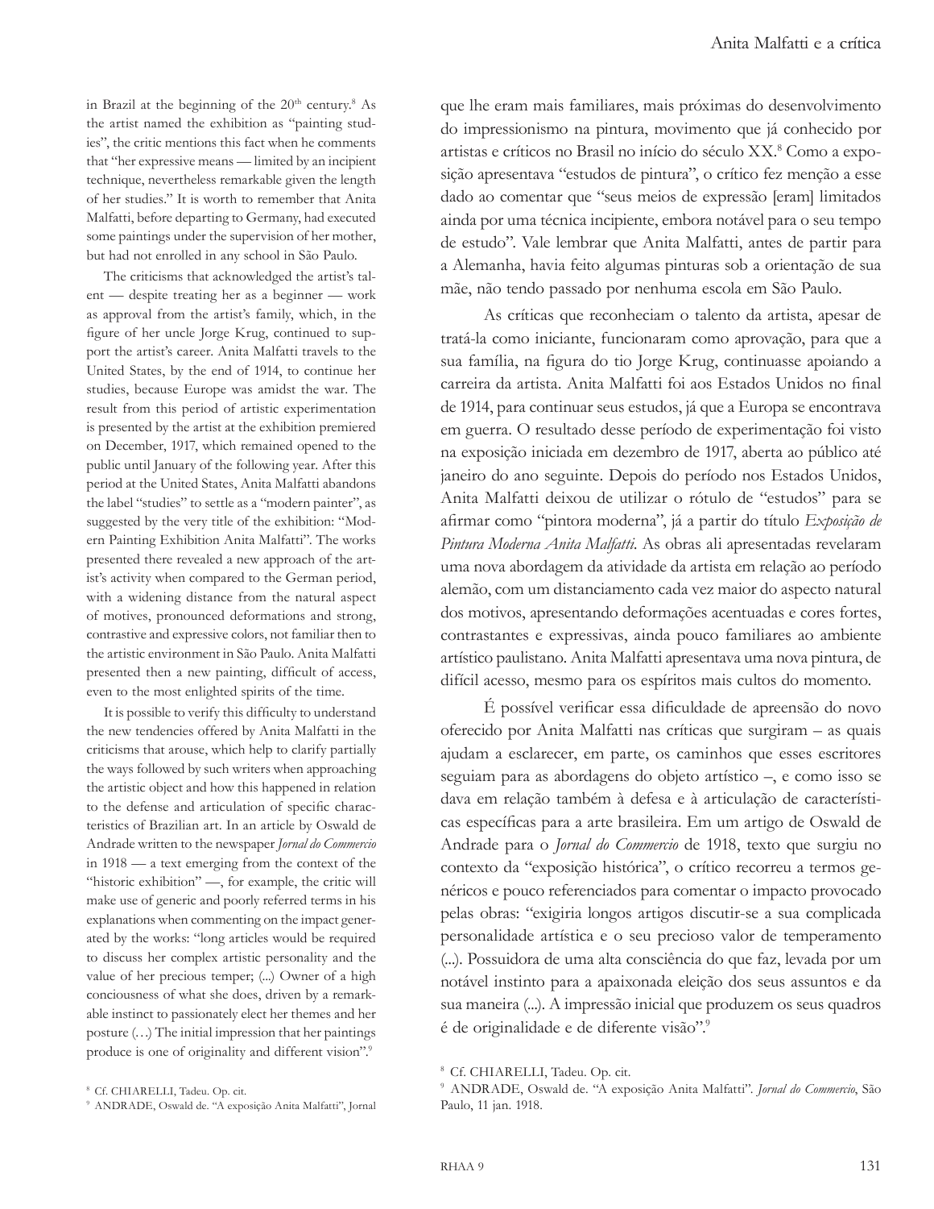in Brazil at the beginning of the 20th century.[8] As the artist named the exhibition as "painting studies", the critic mentions this fact when he comments that "her expressive means — limited by an incipient technique, nevertheless remarkable given the length of her studies." It is worth to remember that Anita Malfatti, before departing to Germany, had executed some paintings under the supervision of her mother, but had not enrolled in any school in São Paulo.

The criticisms that acknowledged the artist's talent — despite treating her as a beginner — work as approval from the artist's family, which, in the figure of her uncle Jorge Krug, continued to support the artist's career. Anita Malfatti travels to the United States, by the end of 1914, to continue her studies, because Europe was amidst the war. The result from this period of artistic experimentation is presented by the artist at the exhibition premiered on December, 1917, which remained opened to the public until January of the following year. After this period at the United States, Anita Malfatti abandons the label "studies" to settle as a "modern painter", as suggested by the very title of the exhibition: "Modern Painting Exhibition Anita Malfatti". The works presented there revealed a new approach of the artist's activity when compared to the German period, with a widening distance from the natural aspect of motives, pronounced deformations and strong, contrastive and expressive colors, not familiar then to the artistic environment in São Paulo. Anita Malfatti presented then a new painting, difficult of access, even to the most enlighted spirits of the time.

It is possible to verify this difficulty to understand the new tendencies offered by Anita Malfatti in the criticisms that arouse, which help to clarify partially the ways followed by such writers when approaching the artistic object and how this happened in relation to the defense and articulation of specific characteristics of Brazilian art. In an article by Oswald de Andrade written to the newspaper *Jornal do Commercio* in 1918 — a text emerging from the context of the "historic exhibition" —, for example, the critic will make use of generic and poorly referred terms in his explanations when commenting on the impact generated by the works: "long articles would be required to discuss her complex artistic personality and the value of her precious temper; (...) Owner of a high conciousness of what she does, driven by a remarkable instinct to passionately elect her themes and her posture (…) The initial impression that her paintings produce is one of originality and different vision".[9]

[8] Cf. CHIARELLI, Tadeu. Op. cit.

[9] ANDRADE, Oswald de. "A exposição Anita Malfatti", Jornal

que lhe eram mais familiares, mais próximas do desenvolvimento do impressionismo na pintura, movimento que já conhecido por artistas e críticos no Brasil no início do século XX.[8] Como a exposição apresentava "estudos de pintura", o crítico fez menção a esse dado ao comentar que "seus meios de expressão [eram] limitados ainda por uma técnica incipiente, embora notável para o seu tempo de estudo". Vale lembrar que Anita Malfatti, antes de partir para a Alemanha, havia feito algumas pinturas sob a orientação de sua mãe, não tendo passado por nenhuma escola em São Paulo.

As críticas que reconheciam o talento da artista, apesar de tratá-la como iniciante, funcionaram como aprovação, para que a sua família, na figura do tio Jorge Krug, continuasse apoiando a carreira da artista. Anita Malfatti foi aos Estados Unidos no final de 1914, para continuar seus estudos, já que a Europa se encontrava em guerra. O resultado desse período de experimentação foi visto na exposição iniciada em dezembro de 1917, aberta ao público até janeiro do ano seguinte. Depois do período nos Estados Unidos, Anita Malfatti deixou de utilizar o rótulo de "estudos" para se afirmar como "pintora moderna", já a partir do título *Exposição de Pintura Moderna Anita Malfatti*. As obras ali apresentadas revelaram uma nova abordagem da atividade da artista em relação ao período alemão, com um distanciamento cada vez maior do aspecto natural dos motivos, apresentando deformações acentuadas e cores fortes, contrastantes e expressivas, ainda pouco familiares ao ambiente artístico paulistano. Anita Malfatti apresentava uma nova pintura, de difícil acesso, mesmo para os espíritos mais cultos do momento.

É possível verificar essa dificuldade de apreensão do novo oferecido por Anita Malfatti nas críticas que surgiram – as quais ajudam a esclarecer, em parte, os caminhos que esses escritores seguiam para as abordagens do objeto artístico –, e como isso se dava em relação também à defesa e à articulação de características específicas para a arte brasileira. Em um artigo de Oswald de Andrade para o *Jornal do Commercio* de 1918, texto que surgiu no contexto da "exposição histórica", o crítico recorreu a termos genéricos e pouco referenciados para comentar o impacto provocado pelas obras: "exigiria longos artigos discutir-se a sua complicada personalidade artística e o seu precioso valor de temperamento (...). Possuidora de uma alta consciência do que faz, levada por um notável instinto para a apaixonada eleição dos seus assuntos e da sua maneira (...). A impressão inicial que produzem os seus quadros é de originalidade e de diferente visão".[9]

[8] Cf. CHIARELLI, Tadeu. Op. cit.

[9] ANDRADE, Oswald de. "A exposição Anita Malfatti". *Jornal do Commercio*, São Paulo, 11 jan. 1918.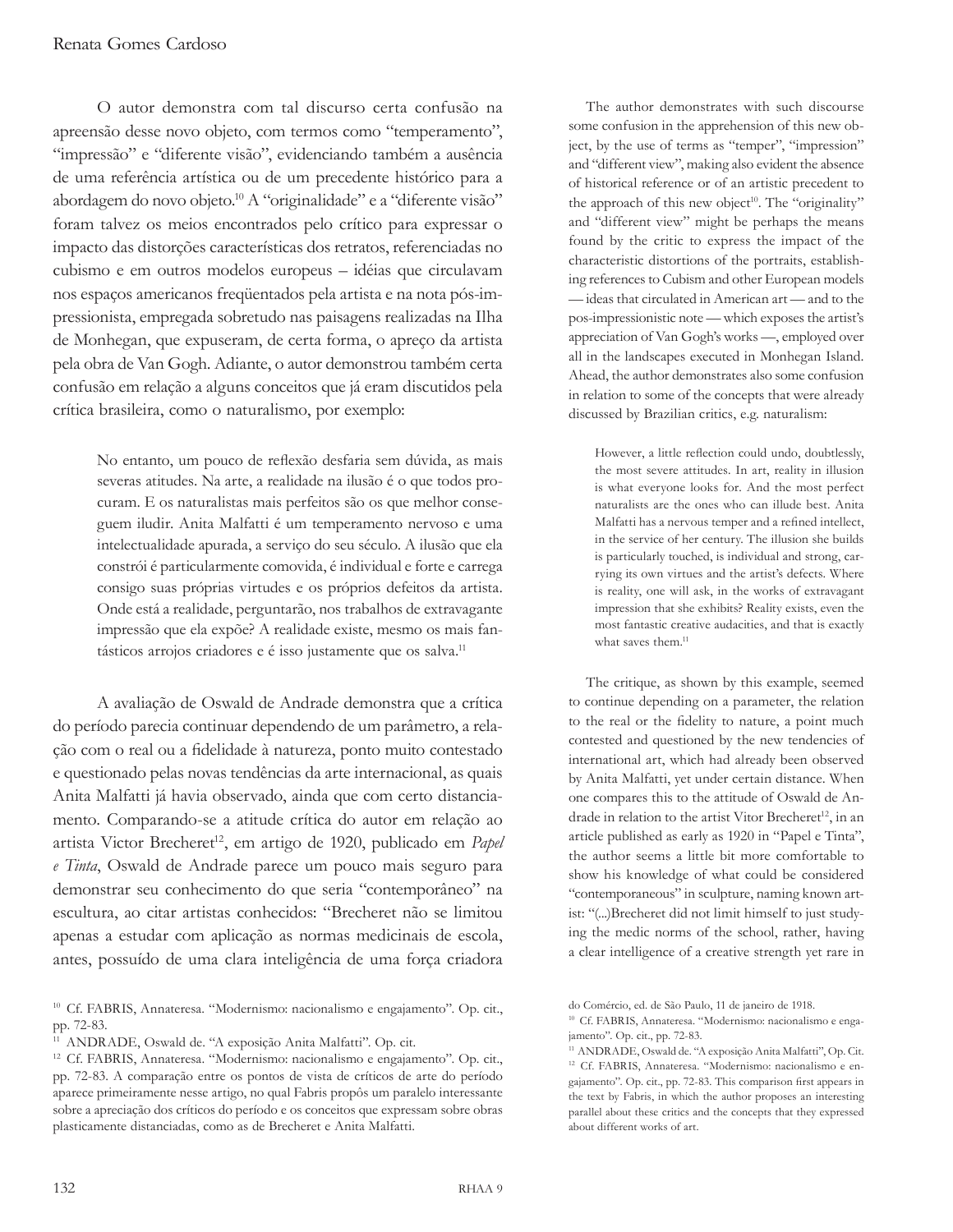O autor demonstra com tal discurso certa confusão na apreensão desse novo objeto, com termos como "temperamento", "impressão" e "diferente visão", evidenciando também a ausência de uma referência artística ou de um precedente histórico para a abordagem do novo objeto.[10] A "originalidade" e a "diferente visão" foram talvez os meios encontrados pelo crítico para expressar o impacto das distorções características dos retratos, referenciadas no cubismo e em outros modelos europeus – idéias que circulavam nos espaços americanos freqüentados pela artista e na nota pós-impressionista, empregada sobretudo nas paisagens realizadas na Ilha de Monhegan, que expuseram, de certa forma, o apreço da artista pela obra de Van Gogh. Adiante, o autor demonstrou também certa confusão em relação a alguns conceitos que já eram discutidos pela crítica brasileira, como o naturalismo, por exemplo:

> No entanto, um pouco de reflexão desfaria sem dúvida, as mais severas atitudes. Na arte, a realidade na ilusão é o que todos procuram. E os naturalistas mais perfeitos são os que melhor conseguem iludir. Anita Malfatti é um temperamento nervoso e uma intelectualidade apurada, a serviço do seu século. A ilusão que ela constrói é particularmente comovida, é individual e forte e carrega consigo suas próprias virtudes e os próprios defeitos da artista. Onde está a realidade, perguntarão, nos trabalhos de extravagante impressão que ela expõe? A realidade existe, mesmo os mais fantásticos arrojos criadores e é isso justamente que os salva.[11]

A avaliação de Oswald de Andrade demonstra que a crítica do período parecia continuar dependendo de um parâmetro, a relação com o real ou a fidelidade à natureza, ponto muito contestado e questionado pelas novas tendências da arte internacional, as quais Anita Malfatti já havia observado, ainda que com certo distanciamento. Comparando-se a atitude crítica do autor em relação ao artista Victor Brecheret[12], em artigo de 1920, publicado em *Papel e Tinta*, Oswald de Andrade parece um pouco mais seguro para demonstrar seu conhecimento do que seria "contemporâneo" na escultura, ao citar artistas conhecidos: "Brecheret não se limitou apenas a estudar com aplicação as normas medicinais de escola, antes, possuído de uma clara inteligência de uma força criadora

[10] Cf. FABRIS, Annateresa. "Modernismo: nacionalismo e engajamento". Op. cit., pp. 72-83.

[11] ANDRADE, Oswald de. "A exposição Anita Malfatti". Op. cit.

[12] Cf. FABRIS, Annateresa. "Modernismo: nacionalismo e engajamento". Op. cit., pp. 72-83. A comparação entre os pontos de vista de críticos de arte do período aparece primeiramente nesse artigo, no qual Fabris propôs um paralelo interessante sobre a apreciação dos críticos do período e os conceitos que expressam sobre obras plasticamente distanciadas, como as de Brecheret e Anita Malfatti.

The author demonstrates with such discourse some confusion in the apprehension of this new object, by the use of terms as "temper", "impression" and "different view", making also evident the absence of historical reference or of an artistic precedent to the approach of this new object[10]. The "originality" and "different view" might be perhaps the means found by the critic to express the impact of the characteristic distortions of the portraits, establishing references to Cubism and other European models — ideas that circulated in American art — and to the pos-impressionistic note — which exposes the artist's appreciation of Van Gogh's works —, employed over all in the landscapes executed in Monhegan Island. Ahead, the author demonstrates also some confusion in relation to some of the concepts that were already discussed by Brazilian critics, e.g. naturalism:

> However, a little reflection could undo, doubtlessly, the most severe attitudes. In art, reality in illusion is what everyone looks for. And the most perfect naturalists are the ones who can illude best. Anita Malfatti has a nervous temper and a refined intellect, in the service of her century. The illusion she builds is particularly touched, is individual and strong, carrying its own virtues and the artist's defects. Where is reality, one will ask, in the works of extravagant impression that she exhibits? Reality exists, even the most fantastic creative audacities, and that is exactly what saves them.[11]

The critique, as shown by this example, seemed to continue depending on a parameter, the relation to the real or the fidelity to nature, a point much contested and questioned by the new tendencies of international art, which had already been observed by Anita Malfatti, yet under certain distance. When one compares this to the attitude of Oswald de Andrade in relation to the artist Vitor Brecheret[12], in an article published as early as 1920 in "Papel e Tinta", the author seems a little bit more comfortable to show his knowledge of what could be considered "contemporaneous" in sculpture, naming known artist: "(...)Brecheret did not limit himself to just studying the medic norms of the school, rather, having a clear intelligence of a creative strength yet rare in

do Comércio, ed. de São Paulo, 11 de janeiro de 1918.

[10] Cf. FABRIS, Annateresa. "Modernismo: nacionalismo e engajamento". Op. cit., pp. 72-83.

[11] ANDRADE, Oswald de. "A exposição Anita Malfatti", Op. Cit.

[12] Cf. FABRIS, Annateresa. "Modernismo: nacionalismo e engajamento". Op. cit., pp. 72-83. This comparison first appears in the text by Fabris, in which the author proposes an interesting parallel about these critics and the concepts that they expressed about different works of art.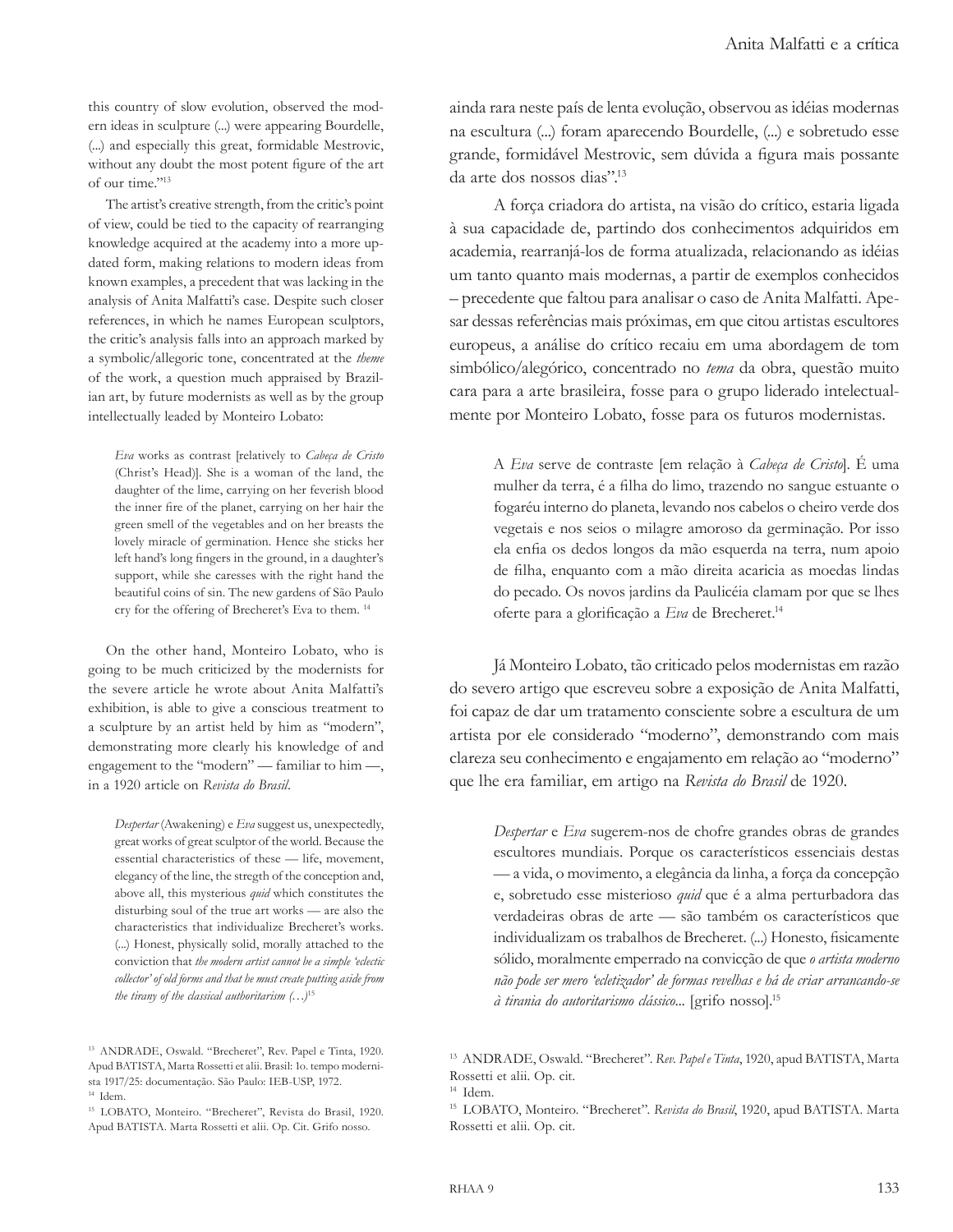this country of slow evolution, observed the modern ideas in sculpture (...) were appearing Bourdelle, (...) and especially this great, formidable Mestrovic, without any doubt the most potent figure of the art of our time."[13]

The artist's creative strength, from the critic's point of view, could be tied to the capacity of rearranging knowledge acquired at the academy into a more updated form, making relations to modern ideas from known examples, a precedent that was lacking in the analysis of Anita Malfatti's case. Despite such closer references, in which he names European sculptors, the critic's analysis falls into an approach marked by a symbolic/allegoric tone, concentrated at the *theme* of the work, a question much appraised by Brazilian art, by future modernists as well as by the group intellectually leaded by Monteiro Lobato:

> *Eva* works as contrast [relatively to *Cabeça de Cristo* (Christ's Head)]. She is a woman of the land, the daughter of the lime, carrying on her feverish blood the inner fire of the planet, carrying on her hair the green smell of the vegetables and on her breasts the lovely miracle of germination. Hence she sticks her left hand's long fingers in the ground, in a daughter's support, while she caresses with the right hand the beautiful coins of sin. The new gardens of São Paulo cry for the offering of Brecheret's Eva to them. [14]

On the other hand, Monteiro Lobato, who is going to be much criticized by the modernists for the severe article he wrote about Anita Malfatti's exhibition, is able to give a conscious treatment to a sculpture by an artist held by him as "modern", demonstrating more clearly his knowledge of and engagement to the "modern" — familiar to him —, in a 1920 article on *Revista do Brasil*.

> *Despertar* (Awakening) e *Eva* suggest us, unexpectedly, great works of great sculptor of the world. Because the essential characteristics of these — life, movement, elegancy of the line, the stregth of the conception and, above all, this mysterious *quid* which constitutes the disturbing soul of the true art works — are also the characteristics that individualize Brecheret's works. (...) Honest, physically solid, morally attached to the conviction that ***the modern artist cannot be a simple 'eclectic collector' of old forms and that he must create putting aside from the tirany of the classical authoritarism (…)***[15]

[13] ANDRADE, Oswald. "Brecheret", Rev. Papel e Tinta, 1920. Apud BATISTA, Marta Rossetti et alii. Brasil: 1o. tempo modernista 1917/25: documentação. São Paulo: IEB-USP, 1972.

[14] Idem.

[15] LOBATO, Monteiro. "Brecheret", Revista do Brasil, 1920. Apud BATISTA. Marta Rossetti et alii. Op. Cit. Grifo nosso.

ainda rara neste país de lenta evolução, observou as idéias modernas na escultura (...) foram aparecendo Bourdelle, (...) e sobretudo esse grande, formidável Mestrovic, sem dúvida a figura mais possante da arte dos nossos dias".[13]

A força criadora do artista, na visão do crítico, estaria ligada à sua capacidade de, partindo dos conhecimentos adquiridos em academia, rearranjá-los de forma atualizada, relacionando as idéias um tanto quanto mais modernas, a partir de exemplos conhecidos – precedente que faltou para analisar o caso de Anita Malfatti. Apesar dessas referências mais próximas, em que citou artistas escultores europeus, a análise do crítico recaiu em uma abordagem de tom simbólico/alegórico, concentrado no *tema* da obra, questão muito cara para a arte brasileira, fosse para o grupo liderado intelectualmente por Monteiro Lobato, fosse para os futuros modernistas.

> A *Eva* serve de contraste [em relação à *Cabeça de Cristo*]. É uma mulher da terra, é a filha do limo, trazendo no sangue estuante o fogaréu interno do planeta, levando nos cabelos o cheiro verde dos vegetais e nos seios o milagre amoroso da germinação. Por isso ela enfia os dedos longos da mão esquerda na terra, num apoio de filha, enquanto com a mão direita acaricia as moedas lindas do pecado. Os novos jardins da Paulicéia clamam por que se lhes oferte para a glorificação a *Eva* de Brecheret.[14]

Já Monteiro Lobato, tão criticado pelos modernistas em razão do severo artigo que escreveu sobre a exposição de Anita Malfatti, foi capaz de dar um tratamento consciente sobre a escultura de um artista por ele considerado "moderno", demonstrando com mais clareza seu conhecimento e engajamento em relação ao "moderno" que lhe era familiar, em artigo na *Revista do Brasil* de 1920.

> *Despertar* e *Eva* sugerem-nos de chofre grandes obras de grandes escultores mundiais. Porque os característicos essenciais destas — a vida, o movimento, a elegância da linha, a força da concepção e, sobretudo esse misterioso *quid* que é a alma perturbadora das verdadeiras obras de arte — são também os característicos que individualizam os trabalhos de Brecheret. (...) Honesto, fisicamente sólido, moralmente emperrado na convicção de que *o artista moderno não pode ser mero 'ecletizador' de formas revelhas e há de criar arrancando-se à tirania do autoritarismo clássico*... [grifo nosso].[15]

[13] ANDRADE, Oswald. "Brecheret". *Rev. Papel e Tinta*, 1920, apud BATISTA, Marta Rossetti et alii. Op. cit.

[14] Idem.

[15] LOBATO, Monteiro. "Brecheret". *Revista do Brasil*, 1920, apud BATISTA. Marta Rossetti et alii. Op. cit.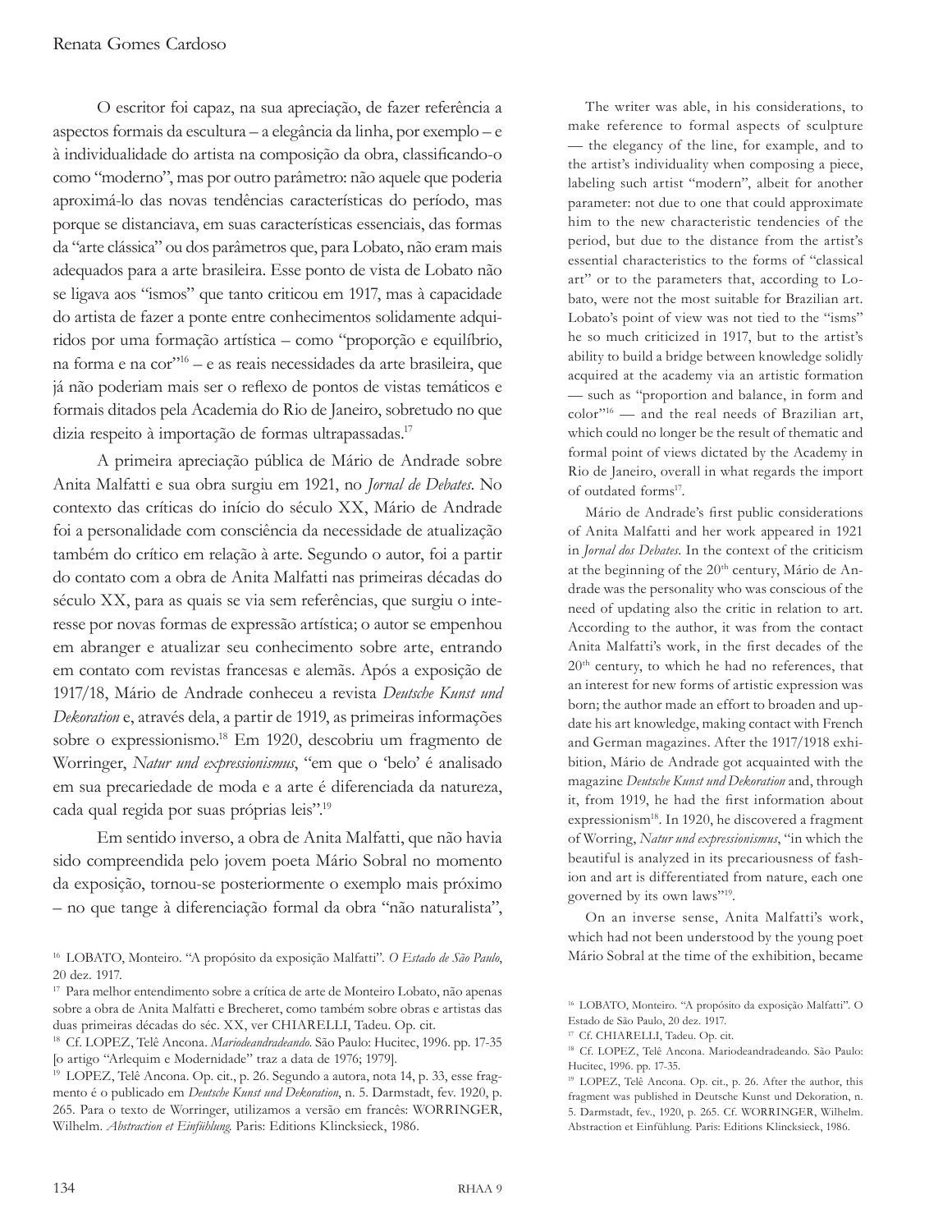O escritor foi capaz, na sua apreciação, de fazer referência a aspectos formais da escultura – a elegância da linha, por exemplo – e à individualidade do artista na composição da obra, classificando-o como "moderno", mas por outro parâmetro: não aquele que poderia aproximá-lo das novas tendências características do período, mas porque se distanciava, em suas características essenciais, das formas da "arte clássica" ou dos parâmetros que, para Lobato, não eram mais adequados para a arte brasileira. Esse ponto de vista de Lobato não se ligava aos "ismos" que tanto criticou em 1917, mas à capacidade do artista de fazer a ponte entre conhecimentos solidamente adquiridos por uma formação artística – como "proporção e equilíbrio, na forma e na cor"[16] – e as reais necessidades da arte brasileira, que já não poderiam mais ser o reflexo de pontos de vistas temáticos e formais ditados pela Academia do Rio de Janeiro, sobretudo no que dizia respeito à importação de formas ultrapassadas.[17]

A primeira apreciação pública de Mário de Andrade sobre Anita Malfatti e sua obra surgiu em 1921, no *Jornal de Debates*. No contexto das críticas do início do século XX, Mário de Andrade foi a personalidade com consciência da necessidade de atualização também do crítico em relação à arte. Segundo o autor, foi a partir do contato com a obra de Anita Malfatti nas primeiras décadas do século XX, para as quais se via sem referências, que surgiu o interesse por novas formas de expressão artística; o autor se empenhou em abranger e atualizar seu conhecimento sobre arte, entrando em contato com revistas francesas e alemãs. Após a exposição de 1917/18, Mário de Andrade conheceu a revista *Deutsche Kunst und Dekoration* e, através dela, a partir de 1919, as primeiras informações sobre o expressionismo.[18] Em 1920, descobriu um fragmento de Worringer, *Natur und expressionismus*, "em que o 'belo' é analisado em sua precariedade de moda e a arte é diferenciada da natureza, cada qual regida por suas próprias leis".[19]

Em sentido inverso, a obra de Anita Malfatti, que não havia sido compreendida pelo jovem poeta Mário Sobral no momento da exposição, tornou-se posteriormente o exemplo mais próximo – no que tange à diferenciação formal da obra "não naturalista",

[16] LOBATO, Monteiro. "A propósito da exposição Malfatti". *O Estado de São Paulo*, 20 dez. 1917.

[17] Para melhor entendimento sobre a crítica de arte de Monteiro Lobato, não apenas sobre a obra de Anita Malfatti e Brecheret, como também sobre obras e artistas das duas primeiras décadas do séc. XX, ver CHIARELLI, Tadeu. Op. cit.

[18] Cf. LOPEZ, Telê Ancona. *Mariodeandradeando*. São Paulo: Hucitec, 1996. pp. 17-35 [o artigo "Arlequim e Modernidade" traz a data de 1976; 1979].

[19] LOPEZ, Telê Ancona. Op. cit., p. 26. Segundo a autora, nota 14, p. 33, esse fragmento é o publicado em *Deutsche Kunst und Dekoration*, n. 5. Darmstadt, fev. 1920, p. 265. Para o texto de Worringer, utilizamos a versão em francês: WORRINGER, Wilhelm. *Abstraction et Einfühlung*. Paris: Editions Klincksieck, 1986.

The writer was able, in his considerations, to make reference to formal aspects of sculpture — the elegancy of the line, for example, and to the artist's individuality when composing a piece, labeling such artist "modern", albeit for another parameter: not due to one that could approximate him to the new characteristic tendencies of the period, but due to the distance from the artist's essential characteristics to the forms of "classical art" or to the parameters that, according to Lobato, were not the most suitable for Brazilian art. Lobato's point of view was not tied to the "isms" he so much criticized in 1917, but to the artist's ability to build a bridge between knowledge solidly acquired at the academy via an artistic formation — such as "proportion and balance, in form and color"[16] — and the real needs of Brazilian art, which could no longer be the result of thematic and formal point of views dictated by the Academy in Rio de Janeiro, overall in what regards the import of outdated forms[17].

Mário de Andrade's first public considerations of Anita Malfatti and her work appeared in 1921 in *Jornal dos Debates*. In the context of the criticism at the beginning of the 20th century, Mário de Andrade was the personality who was conscious of the need of updating also the critic in relation to art. According to the author, it was from the contact Anita Malfatti's work, in the first decades of the 20th century, to which he had no references, that an interest for new forms of artistic expression was born; the author made an effort to broaden and update his art knowledge, making contact with French and German magazines. After the 1917/1918 exhibition, Mário de Andrade got acquainted with the magazine *Deutsche Kunst und Dekoration* and, through it, from 1919, he had the first information about expressionism[18]. In 1920, he discovered a fragment of Worring, *Natur und expressionismus*, "in which the beautiful is analyzed in its precariousness of fashion and art is differentiated from nature, each one governed by its own laws"[19].

On an inverse sense, Anita Malfatti's work, which had not been understood by the young poet Mário Sobral at the time of the exhibition, became

[16] LOBATO, Monteiro. "A propósito da exposição Malfatti". O Estado de São Paulo, 20 dez. 1917.

[17] Cf. CHIARELLI, Tadeu. Op. cit.

[18] Cf. LOPEZ, Telê Ancona. Mariodeandradeando. São Paulo: Hucitec, 1996. pp. 17-35.

[19] LOPEZ, Telê Ancona. Op. cit., p. 26. After the author, this fragment was published in Deutsche Kunst und Dekoration, n. 5. Darmstadt, fev., 1920, p. 265. Cf. WORRINGER, Wilhelm. Abstraction et Einfühlung. Paris: Editions Klincksieck, 1986.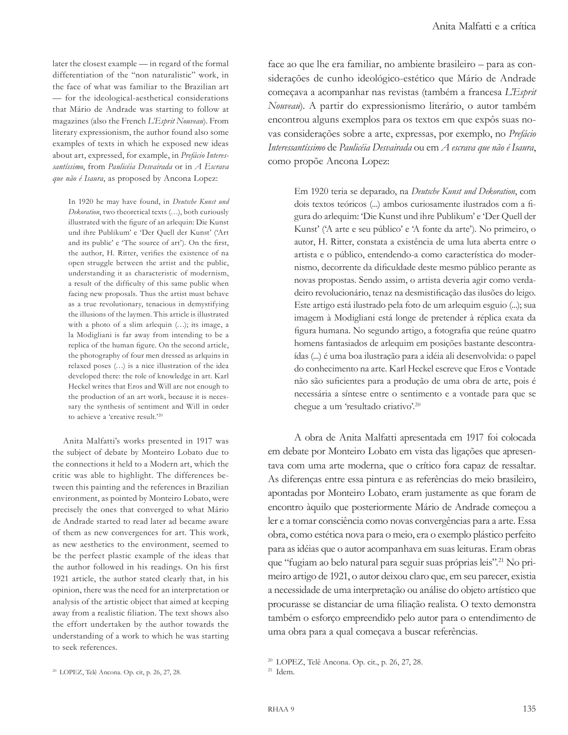later the closest example — in regard of the formal differentiation of the "non naturalistic" work, in the face of what was familiar to the Brazilian art — for the ideological-aesthetical considerations that Mário de Andrade was starting to follow at magazines (also the French *L'Esprit Nouveau*). From literary expressionism, the author found also some examples of texts in which he exposed new ideas about art, expressed, for example, in *Prefácio Interessantíssimo*, from *Paulicéia Desvairada* or in *A Escrava que não é Isaura*, as proposed by Ancona Lopez:

> In 1920 he may have found, in *Deutsche Kunst und Dekoration*, two theoretical texts (…), both curiously illustrated with the figure of an arlequin: Die Kunst und ihre Publikum' e 'Der Quell der Kunst' ('Art and its public' e 'The source of art'). On the first, the author, H. Ritter, verifies the existence of na open struggle between the artist and the public, understanding it as characteristic of modernism, a result of the difficulty of this same public when facing new proposals. Thus the artist must behave as a true revolutionary, tenacious in demystifying the illusions of the laymen. This article is illustrated with a photo of a slim arlequin (…); its image, a la Modigliani is far away from intending to be a replica of the human figure. On the second article, the photography of four men dressed as arlquins in relaxed poses (…) is a nice illustration of the idea developed there: the role of knowledge in art. Karl Heckel writes that Eros and Will are not enough to the production of an art work, because it is necessary the synthesis of sentiment and Will in order to achieve a 'creative result.'[20]

Anita Malfatti's works presented in 1917 was the subject of debate by Monteiro Lobato due to the connections it held to a Modern art, which the critic was able to highlight. The differences between this painting and the references in Brazilian environment, as pointed by Monteiro Lobato, were precisely the ones that converged to what Mário de Andrade started to read later ad became aware of them as new convergences for art. This work, as new aesthetics to the environment, seemed to be the perfect plastic example of the ideas that the author followed in his readings. On his first 1921 article, the author stated clearly that, in his opinion, there was the need for an interpretation or analysis of the artistic object that aimed at keeping away from a realistic filiation. The text shows also the effort undertaken by the author towards the understanding of a work to which he was starting to seek references.

[20] LOPEZ, Telê Ancona. Op. cit, p. 26, 27, 28.

face ao que lhe era familiar, no ambiente brasileiro – para as considerações de cunho ideológico-estético que Mário de Andrade começava a acompanhar nas revistas (também a francesa *L'Esprit Nouveau*). A partir do expressionismo literário, o autor também encontrou alguns exemplos para os textos em que expôs suas novas considerações sobre a arte, expressas, por exemplo, no *Prefácio Interessantíssimo* de *Paulicéia Desvairada* ou em *A escrava que não é Isaura*, como propõe Ancona Lopez:

> Em 1920 teria se deparado, na *Deutsche Kunst und Dekoration*, com dois textos teóricos (...) ambos curiosamente ilustrados com a figura do arlequim: 'Die Kunst und ihre Publikum' e 'Der Quell der Kunst' ('A arte e seu público' e 'A fonte da arte'). No primeiro, o autor, H. Ritter, constata a existência de uma luta aberta entre o artista e o público, entendendo-a como característica do modernismo, decorrente da dificuldade deste mesmo público perante as novas propostas. Sendo assim, o artista deveria agir como verdadeiro revolucionário, tenaz na desmistificação das ilusões do leigo. Este artigo está ilustrado pela foto de um arlequim esguio (...); sua imagem à Modigliani está longe de pretender à réplica exata da figura humana. No segundo artigo, a fotografia que reúne quatro homens fantasiados de arlequim em posições bastante descontraídas (...) é uma boa ilustração para a idéia ali desenvolvida: o papel do conhecimento na arte. Karl Heckel escreve que Eros e Vontade não são suficientes para a produção de uma obra de arte, pois é necessária a síntese entre o sentimento e a vontade para que se chegue a um 'resultado criativo'.[20]

A obra de Anita Malfatti apresentada em 1917 foi colocada em debate por Monteiro Lobato em vista das ligações que apresentava com uma arte moderna, que o crítico fora capaz de ressaltar. As diferenças entre essa pintura e as referências do meio brasileiro, apontadas por Monteiro Lobato, eram justamente as que foram de encontro àquilo que posteriormente Mário de Andrade começou a ler e a tomar consciência como novas convergências para a arte. Essa obra, como estética nova para o meio, era o exemplo plástico perfeito para as idéias que o autor acompanhava em suas leituras. Eram obras que "fugiam ao belo natural para seguir suas próprias leis".[21] No primeiro artigo de 1921, o autor deixou claro que, em seu parecer, existia a necessidade de uma interpretação ou análise do objeto artístico que procurasse se distanciar de uma filiação realista. O texto demonstra também o esforço empreendido pelo autor para o entendimento de uma obra para a qual começava a buscar referências.

[20] LOPEZ, Telê Ancona. Op. cit., p. 26, 27, 28.

[21] Idem.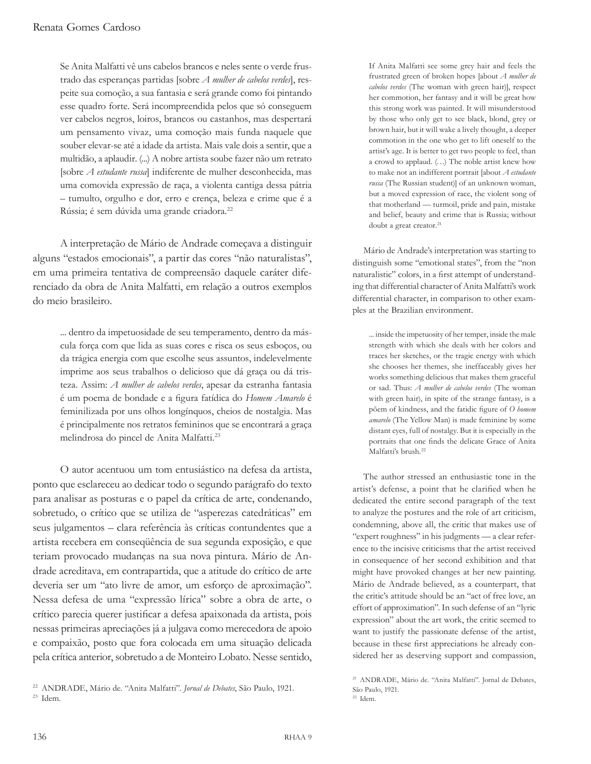> Se Anita Malfatti vê uns cabelos brancos e neles sente o verde frustrado das esperanças partidas [sobre *A mulher de cabelos verdes*], respeite sua comoção, a sua fantasia e será grande como foi pintando esse quadro forte. Será incompreendida pelos que só conseguem ver cabelos negros, loiros, brancos ou castanhos, mas despertará um pensamento vivaz, uma comoção mais funda naquele que souber elevar-se até a idade da artista. Mais vale dois a sentir, que a multidão, a aplaudir. (...) A nobre artista soube fazer não um retrato [sobre *A estudante russa*] indiferente de mulher desconhecida, mas uma comovida expressão de raça, a violenta cantiga dessa pátria – tumulto, orgulho e dor, erro e crença, beleza e crime que é a Rússia; é sem dúvida uma grande criadora.[22]

A interpretação de Mário de Andrade começava a distinguir alguns "estados emocionais", a partir das cores "não naturalistas", em uma primeira tentativa de compreensão daquele caráter diferenciado da obra de Anita Malfatti, em relação a outros exemplos do meio brasileiro.

> ... dentro da impetuosidade de seu temperamento, dentro da máscula força com que lida as suas cores e risca os seus esboços, ou da trágica energia com que escolhe seus assuntos, indelevelmente imprime aos seus trabalhos o delicioso que dá graça ou dá tristeza. Assim: *A mulher de cabelos verdes*, apesar da estranha fantasia é um poema de bondade e a figura fatídica do *Homem Amarelo* é feminilizada por uns olhos longínquos, cheios de nostalgia. Mas é principalmente nos retratos femininos que se encontrará a graça melindrosa do pincel de Anita Malfatti.[23]

O autor acentuou um tom entusiástico na defesa da artista, ponto que esclareceu ao dedicar todo o segundo parágrafo do texto para analisar as posturas e o papel da crítica de arte, condenando, sobretudo, o crítico que se utiliza de "asperezas catedráticas" em seus julgamentos – clara referência às críticas contundentes que a artista recebera em conseqüência de sua segunda exposição, e que teriam provocado mudanças na sua nova pintura. Mário de Andrade acreditava, em contrapartida, que a atitude do crítico de arte deveria ser um "ato livre de amor, um esforço de aproximação". Nessa defesa de uma "expressão lírica" sobre a obra de arte, o crítico parecia querer justificar a defesa apaixonada da artista, pois nessas primeiras apreciações já a julgava como merecedora de apoio e compaixão, posto que fora colocada em uma situação delicada pela crítica anterior, sobretudo a de Monteiro Lobato. Nesse sentido,

[22] ANDRADE, Mário de. "Anita Malfatti". *Jornal de Debates*, São Paulo, 1921.

[23] Idem.

> If Anita Malfatti see some grey hair and feels the frustrated green of broken hopes [about *A mulher de cabelos verdes* (The woman with green hair)], respect her commotion, her fantasy and it will be great how this strong work was painted. It will misunderstood by those who only get to see black, blond, grey or brown hair, but it will wake a lively thought, a deeper commotion in the one who get to lift oneself to the artist's age. It is better to get two people to feel, than a crowd to applaud. (…) The noble artist knew how to make not an indifferent portrait [about *A estudante russa* (The Russian student)] of an unknown woman, but a moved expression of race, the violent song of that motherland — turmoil, pride and pain, mistake and belief, beauty and crime that is Russia; without doubt a great creator.[21]

Mário de Andrade's interpretation was starting to distinguish some "emotional states", from the "non naturalistic" colors, in a first attempt of understanding that differential character of Anita Malfatti's work differential character, in comparison to other examples at the Brazilian environment.

> ... inside the impetuosity of her temper, inside the male strength with which she deals with her colors and traces her sketches, or the tragic energy with which she chooses her themes, she ineffaceably gives her works something delicious that makes them graceful or sad. Thus: *A mulher de cabelos verdes* (The woman with green hair), in spite of the strange fantasy, is a põem of kindness, and the fatidic figure of *O homem amarelo* (The Yellow Man) is made feminine by some distant eyes, full of nostalgy. But it is especially in the portraits that one finds the delicate Grace of Anita Malfatti's brush.[22]

The author stressed an enthusiastic tone in the artist's defense, a point that he clarified when he dedicated the entire second paragraph of the text to analyze the postures and the role of art criticism, condemning, above all, the critic that makes use of "expert roughness" in his judgments — a clear reference to the incisive criticisms that the artist received in consequence of her second exhibition and that might have provoked changes at her new painting. Mário de Andrade believed, as a counterpart, that the critic's attitude should be an "act of free love, an effort of approximation". In such defense of an "lyric expression" about the art work, the critic seemed to want to justify the passionate defense of the artist, because in these first appreciations he already considered her as deserving support and compassion,

[21] ANDRADE, Mário de. "Anita Malfatti". Jornal de Debates, São Paulo, 1921.

[22] Idem.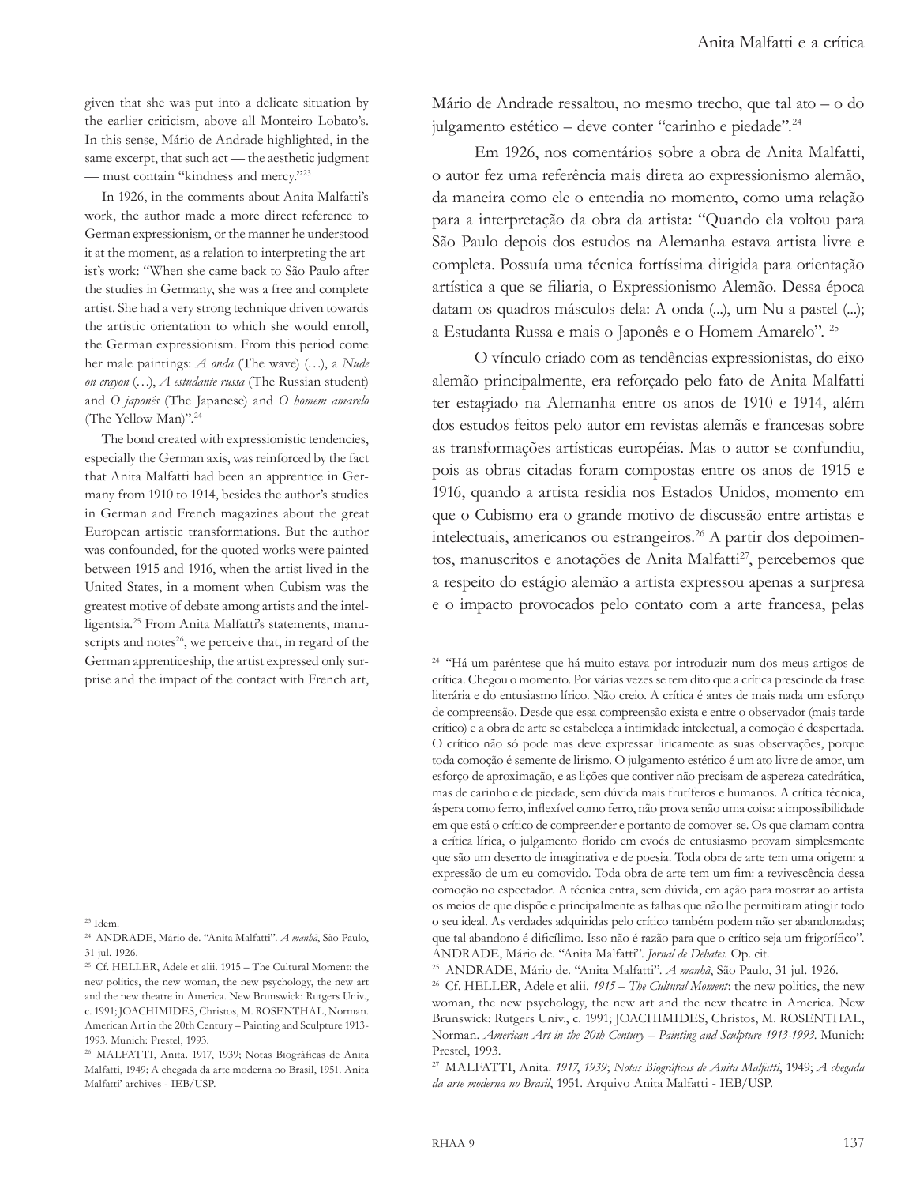given that she was put into a delicate situation by the earlier criticism, above all Monteiro Lobato's. In this sense, Mário de Andrade highlighted, in the same excerpt, that such act — the aesthetic judgment — must contain "kindness and mercy."[23]

In 1926, in the comments about Anita Malfatti's work, the author made a more direct reference to German expressionism, or the manner he understood it at the moment, as a relation to interpreting the artist's work: "When she came back to São Paulo after the studies in Germany, she was a free and complete artist. She had a very strong technique driven towards the artistic orientation to which she would enroll, the German expressionism. From this period come her male paintings: *A onda* (The wave) (…), a *Nude on crayon* (…), *A estudante russa* (The Russian student) and *O japonês* (The Japanese) and *O homem amarelo* (The Yellow Man)".[24]

The bond created with expressionistic tendencies, especially the German axis, was reinforced by the fact that Anita Malfatti had been an apprentice in Germany from 1910 to 1914, besides the author's studies in German and French magazines about the great European artistic transformations. But the author was confounded, for the quoted works were painted between 1915 and 1916, when the artist lived in the United States, in a moment when Cubism was the greatest motive of debate among artists and the intelligentsia.[25] From Anita Malfatti's statements, manuscripts and notes[26], we perceive that, in regard of the German apprenticeship, the artist expressed only surprise and the impact of the contact with French art,

[23] Idem.

[24] ANDRADE, Mário de. "Anita Malfatti". *A manhã*, São Paulo, 31 jul. 1926.

[25] Cf. HELLER, Adele et alii. 1915 – The Cultural Moment: the new politics, the new woman, the new psychology, the new art and the new theatre in America. New Brunswick: Rutgers Univ., c. 1991; JOACHIMIDES, Christos, M. ROSENTHAL, Norman. American Art in the 20th Century – Painting and Sculpture 1913-1993. Munich: Prestel, 1993.

[26] MALFATTI, Anita. 1917, 1939; Notas Biográficas de Anita Malfatti, 1949; A chegada da arte moderna no Brasil, 1951. Anita Malfatti' archives - IEB/USP.

Mário de Andrade ressaltou, no mesmo trecho, que tal ato – o do julgamento estético – deve conter "carinho e piedade".[24]

Em 1926, nos comentários sobre a obra de Anita Malfatti, o autor fez uma referência mais direta ao expressionismo alemão, da maneira como ele o entendia no momento, como uma relação para a interpretação da obra da artista: "Quando ela voltou para São Paulo depois dos estudos na Alemanha estava artista livre e completa. Possuía uma técnica fortíssima dirigida para orientação artística a que se filiaria, o Expressionismo Alemão. Dessa época datam os quadros másculos dela: A onda (...), um Nu a pastel (...); a Estudanta Russa e mais o Japonês e o Homem Amarelo". [25]

O vínculo criado com as tendências expressionistas, do eixo alemão principalmente, era reforçado pelo fato de Anita Malfatti ter estagiado na Alemanha entre os anos de 1910 e 1914, além dos estudos feitos pelo autor em revistas alemãs e francesas sobre as transformações artísticas européias. Mas o autor se confundiu, pois as obras citadas foram compostas entre os anos de 1915 e 1916, quando a artista residia nos Estados Unidos, momento em que o Cubismo era o grande motivo de discussão entre artistas e intelectuais, americanos ou estrangeiros.[26] A partir dos depoimentos, manuscritos e anotações de Anita Malfatti[27], percebemos que a respeito do estágio alemão a artista expressou apenas a surpresa e o impacto provocados pelo contato com a arte francesa, pelas

[24] "Há um parêntese que há muito estava por introduzir num dos meus artigos de crítica. Chegou o momento. Por várias vezes se tem dito que a crítica prescinde da frase literária e do entusiasmo lírico. Não creio. A crítica é antes de mais nada um esforço de compreensão. Desde que essa compreensão exista e entre o observador (mais tarde crítico) e a obra de arte se estabeleça a intimidade intelectual, a comoção é despertada. O crítico não só pode mas deve expressar liricamente as suas observações, porque toda comoção é semente de lirismo. O julgamento estético é um ato livre de amor, um esforço de aproximação, e as lições que contiver não precisam de aspereza catedrática, mas de carinho e de piedade, sem dúvida mais frutíferos e humanos. A crítica técnica, áspera como ferro, inflexível como ferro, não prova senão uma coisa: a impossibilidade em que está o crítico de compreender e portanto de comover-se. Os que clamam contra a crítica lírica, o julgamento florido em evoés de entusiasmo provam simplesmente que são um deserto de imaginativa e de poesia. Toda obra de arte tem uma origem: a expressão de um eu comovido. Toda obra de arte tem um fim: a revivescência dessa comoção no espectador. A técnica entra, sem dúvida, em ação para mostrar ao artista os meios de que dispõe e principalmente as falhas que não lhe permitiram atingir todo o seu ideal. As verdades adquiridas pelo crítico também podem não ser abandonadas; que tal abandono é dificílimo. Isso não é razão para que o crítico seja um frigorífico". ANDRADE, Mário de. "Anita Malfatti". *Jornal de Debates*. Op. cit.

[25] ANDRADE, Mário de. "Anita Malfatti". *A manhã*, São Paulo, 31 jul. 1926.

[26] Cf. HELLER, Adele et alii. *1915 – The Cultural Moment*: the new politics, the new woman, the new psychology, the new art and the new theatre in America. New Brunswick: Rutgers Univ., c. 1991; JOACHIMIDES, Christos, M. ROSENTHAL, Norman. *American Art in the 20th Century – Painting and Sculpture 1913-1993*. Munich: Prestel, 1993.

[27] MALFATTI, Anita. *1917, 1939*; *Notas Biográficas de Anita Malfatti*, 1949; *A chegada da arte moderna no Brasil*, 1951. Arquivo Anita Malfatti - IEB/USP.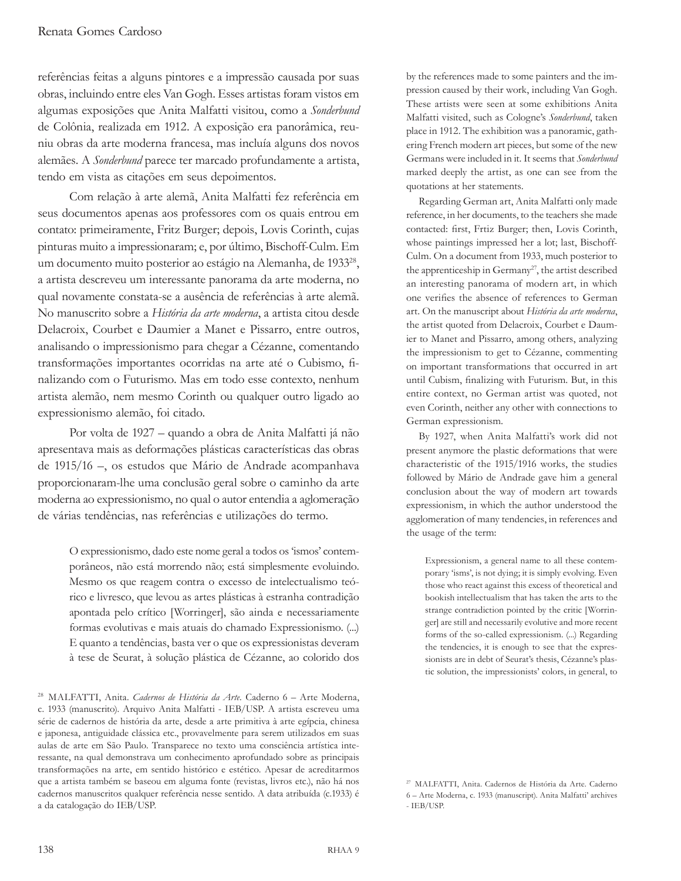referências feitas a alguns pintores e a impressão causada por suas obras, incluindo entre eles Van Gogh. Esses artistas foram vistos em algumas exposições que Anita Malfatti visitou, como a *Sonderbund* de Colônia, realizada em 1912. A exposição era panorâmica, reuniu obras da arte moderna francesa, mas incluía alguns dos novos alemães. A *Sonderbund* parece ter marcado profundamente a artista, tendo em vista as citações em seus depoimentos.

Com relação à arte alemã, Anita Malfatti fez referência em seus documentos apenas aos professores com os quais entrou em contato: primeiramente, Fritz Burger; depois, Lovis Corinth, cujas pinturas muito a impressionaram; e, por último, Bischoff-Culm. Em um documento muito posterior ao estágio na Alemanha, de 1933[28], a artista descreveu um interessante panorama da arte moderna, no qual novamente constata-se a ausência de referências à arte alemã. No manuscrito sobre a *História da arte moderna*, a artista citou desde Delacroix, Courbet e Daumier a Manet e Pissarro, entre outros, analisando o impressionismo para chegar a Cézanne, comentando transformações importantes ocorridas na arte até o Cubismo, finalizando com o Futurismo. Mas em todo esse contexto, nenhum artista alemão, nem mesmo Corinth ou qualquer outro ligado ao expressionismo alemão, foi citado.

Por volta de 1927 – quando a obra de Anita Malfatti já não apresentava mais as deformações plásticas características das obras de 1915/16 –, os estudos que Mário de Andrade acompanhava proporcionaram-lhe uma conclusão geral sobre o caminho da arte moderna ao expressionismo, no qual o autor entendia a aglomeração de várias tendências, nas referências e utilizações do termo.

> O expressionismo, dado este nome geral a todos os 'ismos' contemporâneos, não está morrendo não; está simplesmente evoluindo. Mesmo os que reagem contra o excesso de intelectualismo teórico e livresco, que levou as artes plásticas à estranha contradição apontada pelo crítico [Worringer], são ainda e necessariamente formas evolutivas e mais atuais do chamado Expressionismo. (...) E quanto a tendências, basta ver o que os expressionistas deveram à tese de Seurat, à solução plástica de Cézanne, ao colorido dos

[28] MALFATTI, Anita. *Cadernos de História da Arte*. Caderno 6 – Arte Moderna, c. 1933 (manuscrito). Arquivo Anita Malfatti - IEB/USP. A artista escreveu uma série de cadernos de história da arte, desde a arte primitiva à arte egípcia, chinesa e japonesa, antiguidade clássica etc., provavelmente para serem utilizados em suas aulas de arte em São Paulo. Transparece no texto uma consciência artística interessante, na qual demonstrava um conhecimento aprofundado sobre as principais transformações na arte, em sentido histórico e estético. Apesar de acreditarmos que a artista também se baseou em alguma fonte (revistas, livros etc.), não há nos cadernos manuscritos qualquer referência nesse sentido. A data atribuída (c.1933) é a da catalogação do IEB/USP.

by the references made to some painters and the impression caused by their work, including Van Gogh. These artists were seen at some exhibitions Anita Malfatti visited, such as Cologne's *Sonderbund*, taken place in 1912. The exhibition was a panoramic, gathering French modern art pieces, but some of the new Germans were included in it. It seems that *Sonderbund* marked deeply the artist, as one can see from the quotations at her statements.

Regarding German art, Anita Malfatti only made reference, in her documents, to the teachers she made contacted: first, Frtiz Burger; then, Lovis Corinth, whose paintings impressed her a lot; last, Bischoff-Culm. On a document from 1933, much posterior to the apprenticeship in Germany[27], the artist described an interesting panorama of modern art, in which one verifies the absence of references to German art. On the manuscript about *História da arte moderna*, the artist quoted from Delacroix, Courbet e Daumier to Manet and Pissarro, among others, analyzing the impressionism to get to Cézanne, commenting on important transformations that occurred in art until Cubism, finalizing with Futurism. But, in this entire context, no German artist was quoted, not even Corinth, neither any other with connections to German expressionism.

By 1927, when Anita Malfatti's work did not present anymore the plastic deformations that were characteristic of the 1915/1916 works, the studies followed by Mário de Andrade gave him a general conclusion about the way of modern art towards expressionism, in which the author understood the agglomeration of many tendencies, in references and the usage of the term:

> Expressionism, a general name to all these contemporary 'isms', is not dying; it is simply evolving. Even those who react against this excess of theoretical and bookish intellectualism that has taken the arts to the strange contradiction pointed by the critic [Worringer] are still and necessarily evolutive and more recent forms of the so-called expressionism. (...) Regarding the tendencies, it is enough to see that the expressionists are in debt of Seurat's thesis, Cézanne's plastic solution, the impressionists' colors, in general, to

[27] MALFATTI, Anita. Cadernos de História da Arte. Caderno 6 – Arte Moderna, c. 1933 (manuscript). Anita Malfatti' archives - IEB/USP.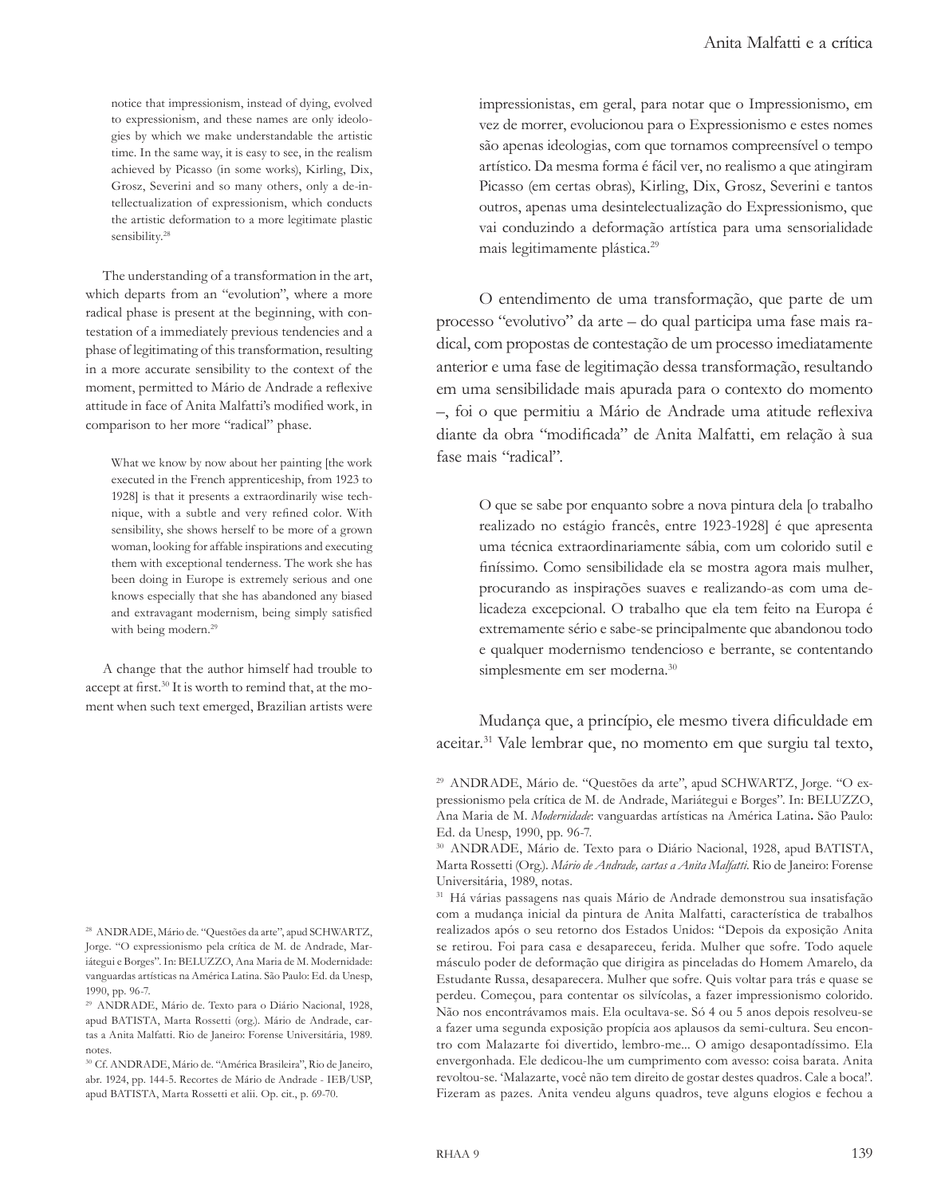notice that impressionism, instead of dying, evolved to expressionism, and these names are only ideologies by which we make understandable the artistic time. In the same way, it is easy to see, in the realism achieved by Picasso (in some works), Kirling, Dix, Grosz, Severini and so many others, only a de-intellectualization of expressionism, which conducts the artistic deformation to a more legitimate plastic sensibility.[28]

The understanding of a transformation in the art, which departs from an "evolution", where a more radical phase is present at the beginning, with contestation of a immediately previous tendencies and a phase of legitimating of this transformation, resulting in a more accurate sensibility to the context of the moment, permitted to Mário de Andrade a reflexive attitude in face of Anita Malfatti's modified work, in comparison to her more "radical" phase.

> What we know by now about her painting [the work executed in the French apprenticeship, from 1923 to 1928] is that it presents a extraordinarily wise technique, with a subtle and very refined color. With sensibility, she shows herself to be more of a grown woman, looking for affable inspirations and executing them with exceptional tenderness. The work she has been doing in Europe is extremely serious and one knows especially that she has abandoned any biased and extravagant modernism, being simply satisfied with being modern.[29]

A change that the author himself had trouble to accept at first.[30] It is worth to remind that, at the moment when such text emerged, Brazilian artists were

[28] ANDRADE, Mário de. "Questões da arte", apud SCHWARTZ, Jorge. "O expressionismo pela crítica de M. de Andrade, Mariátegui e Borges". In: BELUZZO, Ana Maria de M. Modernidade: vanguardas artísticas na América Latina. São Paulo: Ed. da Unesp, 1990, pp. 96-7.

[29] ANDRADE, Mário de. Texto para o Diário Nacional, 1928, apud BATISTA, Marta Rossetti (org.). Mário de Andrade, cartas a Anita Malfatti. Rio de Janeiro: Forense Universitária, 1989. notes.

[30] Cf. ANDRADE, Mário de. "América Brasileira", Rio de Janeiro, abr. 1924, pp. 144-5. Recortes de Mário de Andrade - IEB/USP, apud BATISTA, Marta Rossetti et alii. Op. cit., p. 69-70.

impressionistas, em geral, para notar que o Impressionismo, em vez de morrer, evolucionou para o Expressionismo e estes nomes são apenas ideologias, com que tornamos compreensível o tempo artístico. Da mesma forma é fácil ver, no realismo a que atingiram Picasso (em certas obras), Kirling, Dix, Grosz, Severini e tantos outros, apenas uma desintelectualização do Expressionismo, que vai conduzindo a deformação artística para uma sensorialidade mais legitimamente plástica.[29]

O entendimento de uma transformação, que parte de um processo "evolutivo" da arte – do qual participa uma fase mais radical, com propostas de contestação de um processo imediatamente anterior e uma fase de legitimação dessa transformação, resultando em uma sensibilidade mais apurada para o contexto do momento –, foi o que permitiu a Mário de Andrade uma atitude reflexiva diante da obra "modificada" de Anita Malfatti, em relação à sua fase mais "radical".

> O que se sabe por enquanto sobre a nova pintura dela [o trabalho realizado no estágio francês, entre 1923-1928] é que apresenta uma técnica extraordinariamente sábia, com um colorido sutil e finíssimo. Como sensibilidade ela se mostra agora mais mulher, procurando as inspirações suaves e realizando-as com uma delicadeza excepcional. O trabalho que ela tem feito na Europa é extremamente sério e sabe-se principalmente que abandonou todo e qualquer modernismo tendencioso e berrante, se contentando simplesmente em ser moderna.[30]

Mudança que, a princípio, ele mesmo tivera dificuldade em aceitar.[31] Vale lembrar que, no momento em que surgiu tal texto,

[29] ANDRADE, Mário de. "Questões da arte", apud SCHWARTZ, Jorge. "O expressionismo pela crítica de M. de Andrade, Mariátegui e Borges". In: BELUZZO, Ana Maria de M. *Modernidade*: vanguardas artísticas na América Latina**.** São Paulo: Ed. da Unesp, 1990, pp. 96-7.

[30] ANDRADE, Mário de. Texto para o Diário Nacional, 1928, apud BATISTA, Marta Rossetti (Org.). *Mário de Andrade, cartas a Anita Malfatti*. Rio de Janeiro: Forense Universitária, 1989, notas.

[31] Há várias passagens nas quais Mário de Andrade demonstrou sua insatisfação com a mudança inicial da pintura de Anita Malfatti, característica de trabalhos realizados após o seu retorno dos Estados Unidos: "Depois da exposição Anita se retirou. Foi para casa e desapareceu, ferida. Mulher que sofre. Todo aquele másculo poder de deformação que dirigira as pinceladas do Homem Amarelo, da Estudante Russa, desaparecera. Mulher que sofre. Quis voltar para trás e quase se perdeu. Começou, para contentar os silvícolas, a fazer impressionismo colorido. Não nos encontrávamos mais. Ela ocultava-se. Só 4 ou 5 anos depois resolveu-se a fazer uma segunda exposição propícia aos aplausos da semi-cultura. Seu encontro com Malazarte foi divertido, lembro-me... O amigo desapontadíssimo. Ela envergonhada. Ele dedicou-lhe um cumprimento com avesso: coisa barata. Anita revoltou-se. 'Malazarte, você não tem direito de gostar destes quadros. Cale a boca!'. Fizeram as pazes. Anita vendeu alguns quadros, teve alguns elogios e fechou a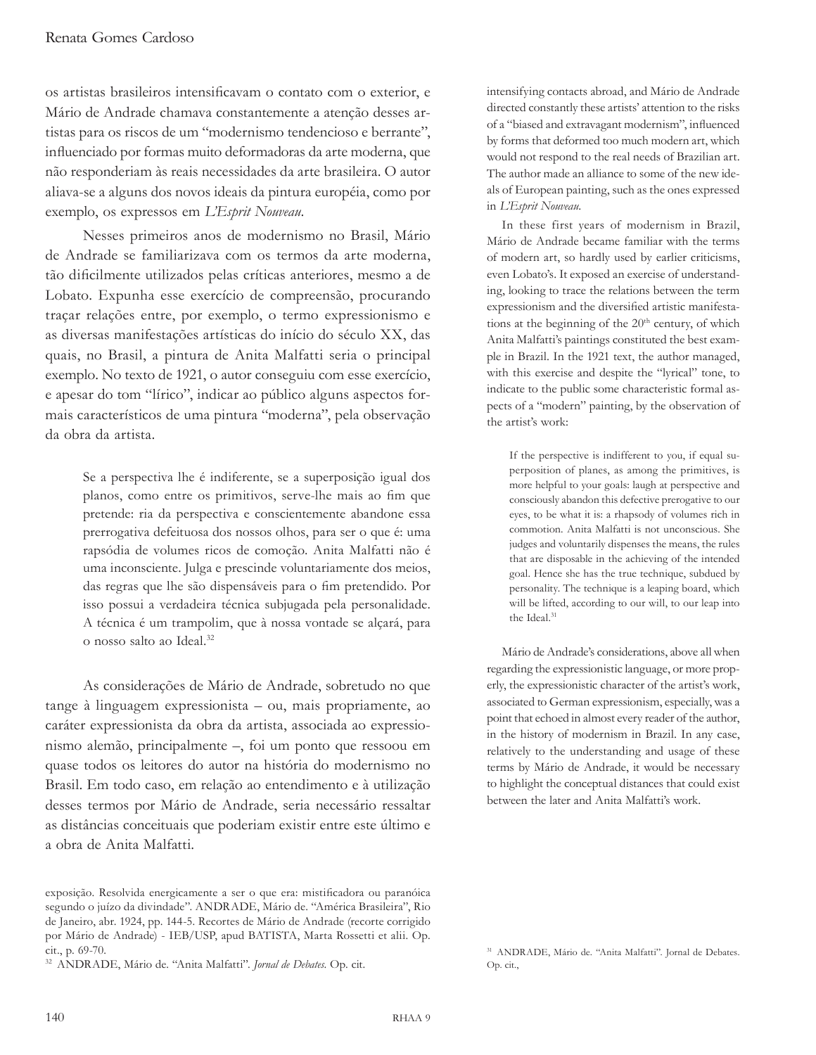os artistas brasileiros intensificavam o contato com o exterior, e Mário de Andrade chamava constantemente a atenção desses artistas para os riscos de um "modernismo tendencioso e berrante", influenciado por formas muito deformadoras da arte moderna, que não responderiam às reais necessidades da arte brasileira. O autor aliava-se a alguns dos novos ideais da pintura européia, como por exemplo, os expressos em *L'Esprit Nouveau*.

Nesses primeiros anos de modernismo no Brasil, Mário de Andrade se familiarizava com os termos da arte moderna, tão dificilmente utilizados pelas críticas anteriores, mesmo a de Lobato. Expunha esse exercício de compreensão, procurando traçar relações entre, por exemplo, o termo expressionismo e as diversas manifestações artísticas do início do século XX, das quais, no Brasil, a pintura de Anita Malfatti seria o principal exemplo. No texto de 1921, o autor conseguiu com esse exercício, e apesar do tom "lírico", indicar ao público alguns aspectos formais característicos de uma pintura "moderna", pela observação da obra da artista.

> Se a perspectiva lhe é indiferente, se a superposição igual dos planos, como entre os primitivos, serve-lhe mais ao fim que pretende: ria da perspectiva e conscientemente abandone essa prerrogativa defeituosa dos nossos olhos, para ser o que é: uma rapsódia de volumes ricos de comoção. Anita Malfatti não é uma inconsciente. Julga e prescinde voluntariamente dos meios, das regras que lhe são dispensáveis para o fim pretendido. Por isso possui a verdadeira técnica subjugada pela personalidade. A técnica é um trampolim, que à nossa vontade se alçará, para o nosso salto ao Ideal.[32]

As considerações de Mário de Andrade, sobretudo no que tange à linguagem expressionista – ou, mais propriamente, ao caráter expressionista da obra da artista, associada ao expressionismo alemão, principalmente –, foi um ponto que ressoou em quase todos os leitores do autor na história do modernismo no Brasil. Em todo caso, em relação ao entendimento e à utilização desses termos por Mário de Andrade, seria necessário ressaltar as distâncias conceituais que poderiam existir entre este último e a obra de Anita Malfatti.

exposição. Resolvida energicamente a ser o que era: mistificadora ou paranóica segundo o juízo da divindade". ANDRADE, Mário de. "América Brasileira", Rio de Janeiro, abr. 1924, pp. 144-5. Recortes de Mário de Andrade (recorte corrigido por Mário de Andrade) - IEB/USP, apud BATISTA, Marta Rossetti et alii. Op. cit., p. 69-70.

[32] ANDRADE, Mário de. "Anita Malfatti". *Jornal de Debates*. Op. cit.

intensifying contacts abroad, and Mário de Andrade directed constantly these artists' attention to the risks of a "biased and extravagant modernism", influenced by forms that deformed too much modern art, which would not respond to the real needs of Brazilian art. The author made an alliance to some of the new ideals of European painting, such as the ones expressed in *L'Esprit Nouveau*.

In these first years of modernism in Brazil, Mário de Andrade became familiar with the terms of modern art, so hardly used by earlier criticisms, even Lobato's. It exposed an exercise of understanding, looking to trace the relations between the term expressionism and the diversified artistic manifestations at the beginning of the 20th century, of which Anita Malfatti's paintings constituted the best example in Brazil. In the 1921 text, the author managed, with this exercise and despite the "lyrical" tone, to indicate to the public some characteristic formal aspects of a "modern" painting, by the observation of the artist's work:

> If the perspective is indifferent to you, if equal superposition of planes, as among the primitives, is more helpful to your goals: laugh at perspective and consciously abandon this defective prerogative to our eyes, to be what it is: a rhapsody of volumes rich in commotion. Anita Malfatti is not unconscious. She judges and voluntarily dispenses the means, the rules that are disposable in the achieving of the intended goal. Hence she has the true technique, subdued by personality. The technique is a leaping board, which will be lifted, according to our will, to our leap into the Ideal.[31]

Mário de Andrade's considerations, above all when regarding the expressionistic language, or more properly, the expressionistic character of the artist's work, associated to German expressionism, especially, was a point that echoed in almost every reader of the author, in the history of modernism in Brazil. In any case, relatively to the understanding and usage of these terms by Mário de Andrade, it would be necessary to highlight the conceptual distances that could exist between the later and Anita Malfatti's work.

[31] ANDRADE, Mário de. "Anita Malfatti". Jornal de Debates. Op. cit.,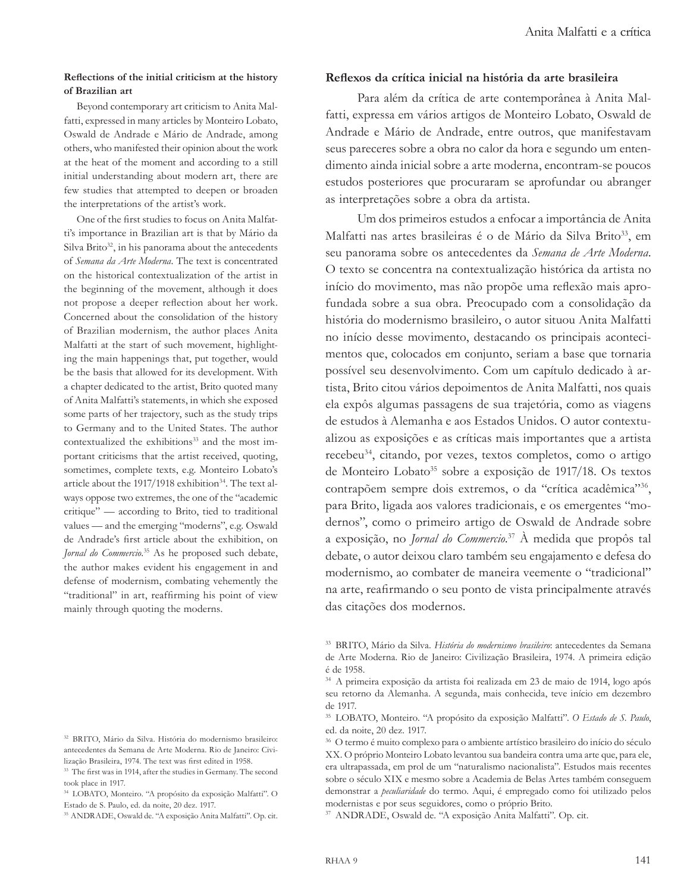**Reflections of the initial criticism at the history of Brazilian art**

Beyond contemporary art criticism to Anita Malfatti, expressed in many articles by Monteiro Lobato, Oswald de Andrade e Mário de Andrade, among others, who manifested their opinion about the work at the heat of the moment and according to a still initial understanding about modern art, there are few studies that attempted to deepen or broaden the interpretations of the artist's work.

One of the first studies to focus on Anita Malfatti's importance in Brazilian art is that by Mário da Silva Brito[32], in his panorama about the antecedents of *Semana da Arte Moderna*. The text is concentrated on the historical contextualization of the artist in the beginning of the movement, although it does not propose a deeper reflection about her work. Concerned about the consolidation of the history of Brazilian modernism, the author places Anita Malfatti at the start of such movement, highlighting the main happenings that, put together, would be the basis that allowed for its development. With a chapter dedicated to the artist, Brito quoted many of Anita Malfatti's statements, in which she exposed some parts of her trajectory, such as the study trips to Germany and to the United States. The author contextualized the exhibitions[33] and the most important criticisms that the artist received, quoting, sometimes, complete texts, e.g. Monteiro Lobato's article about the 1917/1918 exhibition[34]. The text always oppose two extremes, the one of the "academic critique" — according to Brito, tied to traditional values — and the emerging "moderns", e.g. Oswald de Andrade's first article about the exhibition, on *Jornal do Commercio*.[35] As he proposed such debate, the author makes evident his engagement in and defense of modernism, combating vehemently the "traditional" in art, reaffirming his point of view mainly through quoting the moderns.

[32] BRITO, Mário da Silva. História do modernismo brasileiro: antecedentes da Semana de Arte Moderna. Rio de Janeiro: Civilização Brasileira, 1974. The text was first edited in 1958.

[33] The first was in 1914, after the studies in Germany. The second took place in 1917.

[34] LOBATO, Monteiro. "A propósito da exposição Malfatti". O Estado de S. Paulo, ed. da noite, 20 dez. 1917.

[35] ANDRADE, Oswald de. "A exposição Anita Malfatti". Op. cit.

**Reflexos da crítica inicial na história da arte brasileira**

Para além da crítica de arte contemporânea à Anita Malfatti, expressa em vários artigos de Monteiro Lobato, Oswald de Andrade e Mário de Andrade, entre outros, que manifestavam seus pareceres sobre a obra no calor da hora e segundo um entendimento ainda inicial sobre a arte moderna, encontram-se poucos estudos posteriores que procuraram se aprofundar ou abranger as interpretações sobre a obra da artista.

Um dos primeiros estudos a enfocar a importância de Anita Malfatti nas artes brasileiras é o de Mário da Silva Brito[33], em seu panorama sobre os antecedentes da *Semana de Arte Moderna*. O texto se concentra na contextualização histórica da artista no início do movimento, mas não propõe uma reflexão mais aprofundada sobre a sua obra. Preocupado com a consolidação da história do modernismo brasileiro, o autor situou Anita Malfatti no início desse movimento, destacando os principais acontecimentos que, colocados em conjunto, seriam a base que tornaria possível seu desenvolvimento. Com um capítulo dedicado à artista, Brito citou vários depoimentos de Anita Malfatti, nos quais ela expôs algumas passagens de sua trajetória, como as viagens de estudos à Alemanha e aos Estados Unidos. O autor contextualizou as exposições e as críticas mais importantes que a artista recebeu[34], citando, por vezes, textos completos, como o artigo de Monteiro Lobato[35] sobre a exposição de 1917/18. Os textos contrapõem sempre dois extremos, o da "crítica acadêmica"[36], para Brito, ligada aos valores tradicionais, e os emergentes "modernos", como o primeiro artigo de Oswald de Andrade sobre a exposição, no *Jornal do Commercio*.[37] À medida que propôs tal debate, o autor deixou claro também seu engajamento e defesa do modernismo, ao combater de maneira veemente o "tradicional" na arte, reafirmando o seu ponto de vista principalmente através das citações dos modernos.

[33] BRITO, Mário da Silva. *História do modernismo brasileiro*: antecedentes da Semana de Arte Moderna. Rio de Janeiro: Civilização Brasileira, 1974. A primeira edição é de 1958.

[34] A primeira exposição da artista foi realizada em 23 de maio de 1914, logo após seu retorno da Alemanha. A segunda, mais conhecida, teve início em dezembro de 1917.

[35] LOBATO, Monteiro. "A propósito da exposição Malfatti". *O Estado de S. Paulo*, ed. da noite, 20 dez. 1917.

[36] O termo é muito complexo para o ambiente artístico brasileiro do início do século XX. O próprio Monteiro Lobato levantou sua bandeira contra uma arte que, para ele, era ultrapassada, em prol de um "naturalismo nacionalista". Estudos mais recentes sobre o século XIX e mesmo sobre a Academia de Belas Artes também conseguem demonstrar a *peculiaridade* do termo. Aqui, é empregado como foi utilizado pelos modernistas e por seus seguidores, como o próprio Brito.

[37] ANDRADE, Oswald de. "A exposição Anita Malfatti". Op. cit.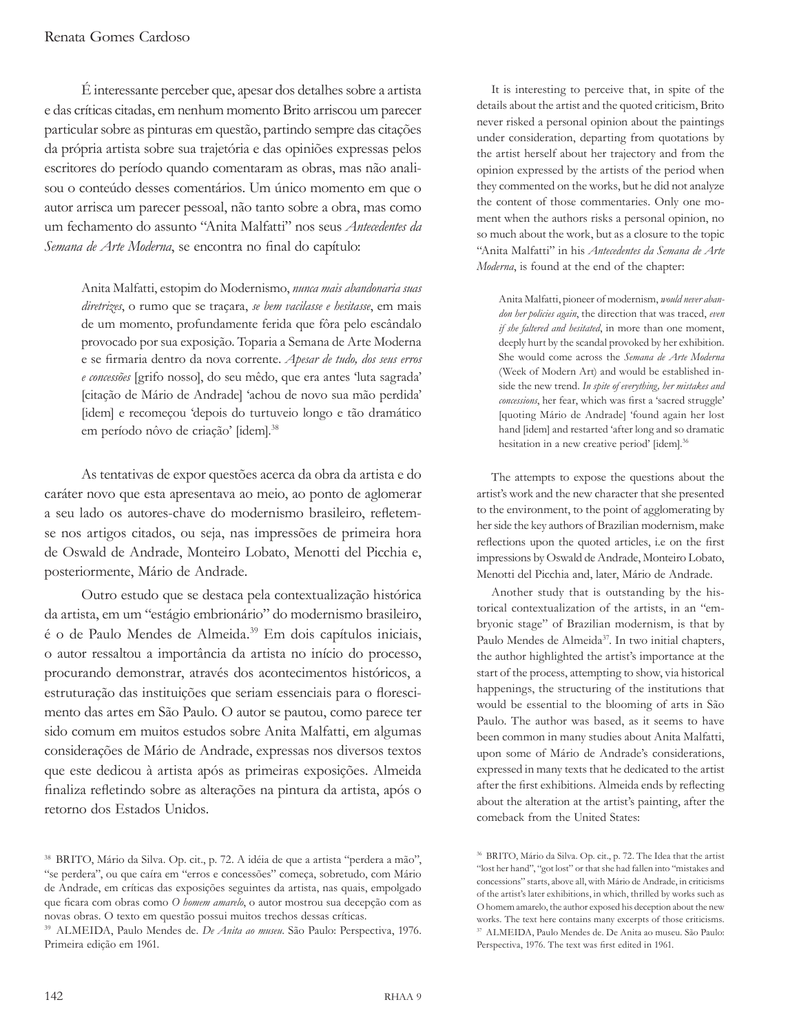É interessante perceber que, apesar dos detalhes sobre a artista e das críticas citadas, em nenhum momento Brito arriscou um parecer particular sobre as pinturas em questão, partindo sempre das citações da própria artista sobre sua trajetória e das opiniões expressas pelos escritores do período quando comentaram as obras, mas não analisou o conteúdo desses comentários. Um único momento em que o autor arrisca um parecer pessoal, não tanto sobre a obra, mas como um fechamento do assunto "Anita Malfatti" nos seus *Antecedentes da Semana de Arte Moderna*, se encontra no final do capítulo:

> Anita Malfatti, estopim do Modernismo, *nunca mais abandonaria suas diretrizes*, o rumo que se traçara, *se bem vacilasse e hesitasse*, em mais de um momento, profundamente ferida que fôra pelo escândalo provocado por sua exposição. Toparia a Semana de Arte Moderna e se firmaria dentro da nova corrente. *Apesar de tudo, dos seus erros e concessões* [grifo nosso], do seu mêdo, que era antes 'luta sagrada' [citação de Mário de Andrade] 'achou de novo sua mão perdida' [idem] e recomeçou 'depois do turtuveio longo e tão dramático em período nôvo de criação' [idem].[38]

As tentativas de expor questões acerca da obra da artista e do caráter novo que esta apresentava ao meio, ao ponto de aglomerar a seu lado os autores-chave do modernismo brasileiro, refletem-se nos artigos citados, ou seja, nas impressões de primeira hora de Oswald de Andrade, Monteiro Lobato, Menotti del Picchia e, posteriormente, Mário de Andrade.

Outro estudo que se destaca pela contextualização histórica da artista, em um "estágio embrionário" do modernismo brasileiro, é o de Paulo Mendes de Almeida.[39] Em dois capítulos iniciais, o autor ressaltou a importância da artista no início do processo, procurando demonstrar, através dos acontecimentos históricos, a estruturação das instituições que seriam essenciais para o florescimento das artes em São Paulo. O autor se pautou, como parece ter sido comum em muitos estudos sobre Anita Malfatti, em algumas considerações de Mário de Andrade, expressas nos diversos textos que este dedicou à artista após as primeiras exposições. Almeida finaliza refletindo sobre as alterações na pintura da artista, após o retorno dos Estados Unidos.

[38] BRITO, Mário da Silva. Op. cit., p. 72. A idéia de que a artista "perdera a mão", "se perdera", ou que caíra em "erros e concessões" começa, sobretudo, com Mário de Andrade, em críticas das exposições seguintes da artista, nas quais, empolgado que ficara com obras como *O homem amarelo*, o autor mostrou sua decepção com as novas obras. O texto em questão possui muitos trechos dessas críticas.

[39] ALMEIDA, Paulo Mendes de. *De Anita ao museu*. São Paulo: Perspectiva, 1976. Primeira edição em 1961.

It is interesting to perceive that, in spite of the details about the artist and the quoted criticism, Brito never risked a personal opinion about the paintings under consideration, departing from quotations by the artist herself about her trajectory and from the opinion expressed by the artists of the period when they commented on the works, but he did not analyze the content of those commentaries. Only one moment when the authors risks a personal opinion, no so much about the work, but as a closure to the topic "Anita Malfatti" in his *Antecedentes da Semana de Arte Moderna*, is found at the end of the chapter:

> Anita Malfatti, pioneer of modernism, *would never abandon her policies again*, the direction that was traced, *even if she faltered and hesitated*, in more than one moment, deeply hurt by the scandal provoked by her exhibition. She would come across the *Semana de Arte Moderna* (Week of Modern Art) and would be established inside the new trend. *In spite of everything, her mistakes and concessions*, her fear, which was first a 'sacred struggle' [quoting Mário de Andrade] 'found again her lost hand [idem] and restarted 'after long and so dramatic hesitation in a new creative period' [idem].[36]

The attempts to expose the questions about the artist's work and the new character that she presented to the environment, to the point of agglomerating by her side the key authors of Brazilian modernism, make reflections upon the quoted articles, i.e on the first impressions by Oswald de Andrade, Monteiro Lobato, Menotti del Picchia and, later, Mário de Andrade.

Another study that is outstanding by the historical contextualization of the artists, in an "embryonic stage" of Brazilian modernism, is that by Paulo Mendes de Almeida[37]. In two initial chapters, the author highlighted the artist's importance at the start of the process, attempting to show, via historical happenings, the structuring of the institutions that would be essential to the blooming of arts in São Paulo. The author was based, as it seems to have been common in many studies about Anita Malfatti, upon some of Mário de Andrade's considerations, expressed in many texts that he dedicated to the artist after the first exhibitions. Almeida ends by reflecting about the alteration at the artist's painting, after the comeback from the United States:

[36] BRITO, Mário da Silva. Op. cit., p. 72. The Idea that the artist "lost her hand", "got lost" or that she had fallen into "mistakes and concessions" starts, above all, with Mário de Andrade, in criticisms of the artist's later exhibitions, in which, thrilled by works such as O homem amarelo, the author exposed his deception about the new works. The text here contains many excerpts of those criticisms.

[37] ALMEIDA, Paulo Mendes de. De Anita ao museu. São Paulo: Perspectiva, 1976. The text was first edited in 1961.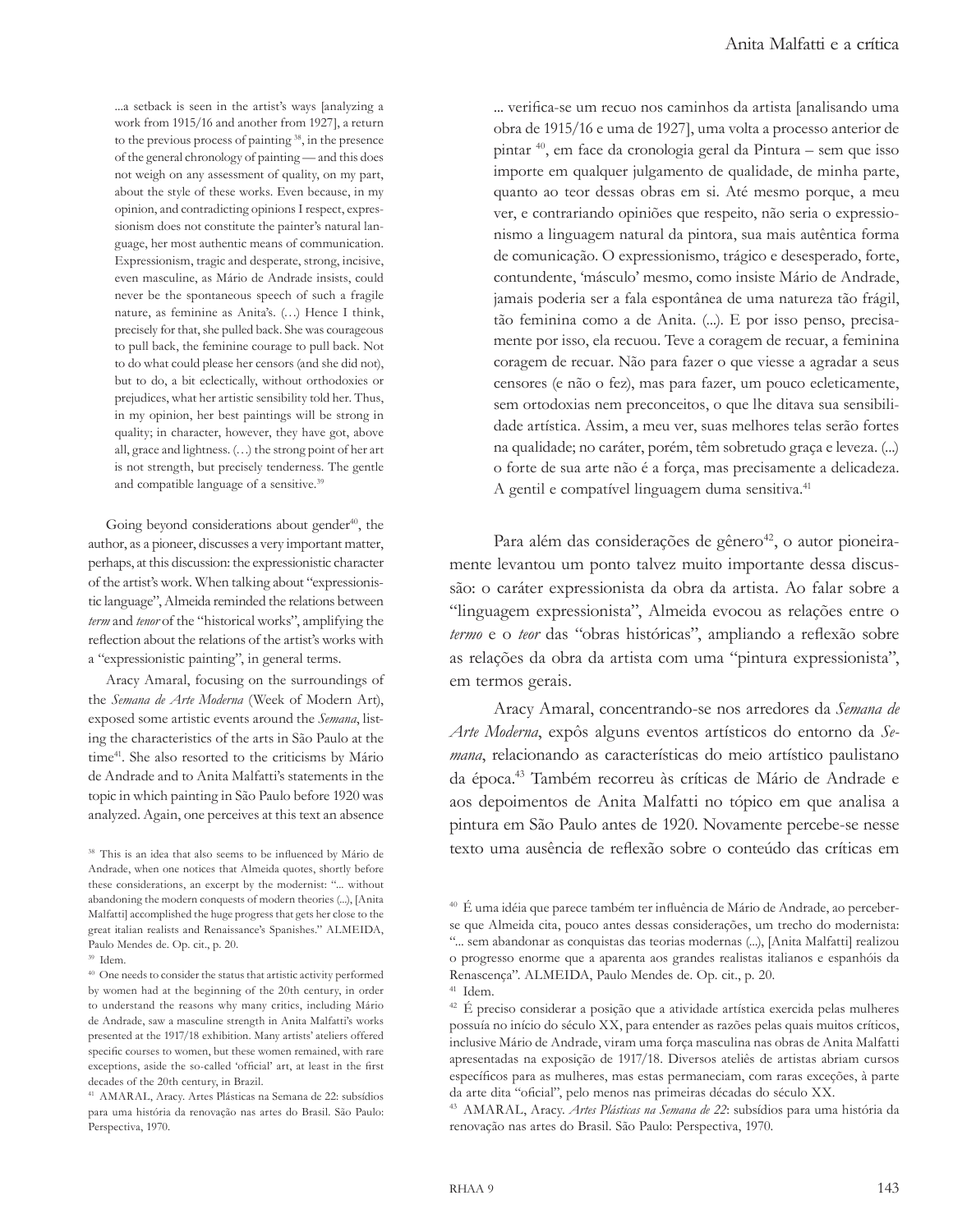> ...a setback is seen in the artist's ways [analyzing a work from 1915/16 and another from 1927], a return to the previous process of painting [38], in the presence of the general chronology of painting — and this does not weigh on any assessment of quality, on my part, about the style of these works. Even because, in my opinion, and contradicting opinions I respect, expressionism does not constitute the painter's natural language, her most authentic means of communication. Expressionism, tragic and desperate, strong, incisive, even masculine, as Mário de Andrade insists, could never be the spontaneous speech of such a fragile nature, as feminine as Anita's. (…) Hence I think, precisely for that, she pulled back. She was courageous to pull back, the feminine courage to pull back. Not to do what could please her censors (and she did not), but to do, a bit eclectically, without orthodoxies or prejudices, what her artistic sensibility told her. Thus, in my opinion, her best paintings will be strong in quality; in character, however, they have got, above all, grace and lightness. (…) the strong point of her art is not strength, but precisely tenderness. The gentle and compatible language of a sensitive.[39]

Going beyond considerations about gender[40], the author, as a pioneer, discusses a very important matter, perhaps, at this discussion: the expressionistic character of the artist's work. When talking about "expressionistic language", Almeida reminded the relations between *term* and *tenor* of the "historical works", amplifying the reflection about the relations of the artist's works with a "expressionistic painting", in general terms.

Aracy Amaral, focusing on the surroundings of the *Semana de Arte Moderna* (Week of Modern Art), exposed some artistic events around the *Semana*, listing the characteristics of the arts in São Paulo at the time[41]. She also resorted to the criticisms by Mário de Andrade and to Anita Malfatti's statements in the topic in which painting in São Paulo before 1920 was analyzed. Again, one perceives at this text an absence

[38] This is an idea that also seems to be influenced by Mário de Andrade, when one notices that Almeida quotes, shortly before these considerations, an excerpt by the modernist: "... without abandoning the modern conquests of modern theories (...), [Anita Malfatti] accomplished the huge progress that gets her close to the great italian realists and Renaissance's Spanishes." ALMEIDA, Paulo Mendes de. Op. cit., p. 20.

[39] Idem.

[40] One needs to consider the status that artistic activity performed by women had at the beginning of the 20th century, in order to understand the reasons why many critics, including Mário de Andrade, saw a masculine strength in Anita Malfatti's works presented at the 1917/18 exhibition. Many artists' ateliers offered specific courses to women, but these women remained, with rare exceptions, aside the so-called 'official' art, at least in the first decades of the 20th century, in Brazil.

[41] AMARAL, Aracy. Artes Plásticas na Semana de 22: subsídios para uma história da renovação nas artes do Brasil. São Paulo: Perspectiva, 1970.

> ... verifica-se um recuo nos caminhos da artista [analisando uma obra de 1915/16 e uma de 1927], uma volta a processo anterior de pintar [40], em face da cronologia geral da Pintura – sem que isso importe em qualquer julgamento de qualidade, de minha parte, quanto ao teor dessas obras em si. Até mesmo porque, a meu ver, e contrariando opiniões que respeito, não seria o expressionismo a linguagem natural da pintora, sua mais autêntica forma de comunicação. O expressionismo, trágico e desesperado, forte, contundente, 'másculo' mesmo, como insiste Mário de Andrade, jamais poderia ser a fala espontânea de uma natureza tão frágil, tão feminina como a de Anita. (...). E por isso penso, precisamente por isso, ela recuou. Teve a coragem de recuar, a feminina coragem de recuar. Não para fazer o que viesse a agradar a seus censores (e não o fez), mas para fazer, um pouco ecleticamente, sem ortodoxias nem preconceitos, o que lhe ditava sua sensibilidade artística. Assim, a meu ver, suas melhores telas serão fortes na qualidade; no caráter, porém, têm sobretudo graça e leveza. (...) o forte de sua arte não é a força, mas precisamente a delicadeza. A gentil e compatível linguagem duma sensitiva.[41]

Para além das considerações de gênero[42], o autor pioneiramente levantou um ponto talvez muito importante dessa discussão: o caráter expressionista da obra da artista. Ao falar sobre a "linguagem expressionista", Almeida evocou as relações entre o *termo* e o *teor* das "obras históricas", ampliando a reflexão sobre as relações da obra da artista com uma "pintura expressionista", em termos gerais.

Aracy Amaral, concentrando-se nos arredores da *Semana de Arte Moderna*, expôs alguns eventos artísticos do entorno da *Semana*, relacionando as características do meio artístico paulistano da época.[43] Também recorreu às críticas de Mário de Andrade e aos depoimentos de Anita Malfatti no tópico em que analisa a pintura em São Paulo antes de 1920. Novamente percebe-se nesse texto uma ausência de reflexão sobre o conteúdo das críticas em

[40] É uma idéia que parece também ter influência de Mário de Andrade, ao perceber-se que Almeida cita, pouco antes dessas considerações, um trecho do modernista: "... sem abandonar as conquistas das teorias modernas (...), [Anita Malfatti] realizou o progresso enorme que a aparenta aos grandes realistas italianos e espanhóis da Renascença". ALMEIDA, Paulo Mendes de. Op. cit., p. 20.

[41] Idem.

[42] É preciso considerar a posição que a atividade artística exercida pelas mulheres possuía no início do século XX, para entender as razões pelas quais muitos críticos, inclusive Mário de Andrade, viram uma força masculina nas obras de Anita Malfatti apresentadas na exposição de 1917/18. Diversos ateliês de artistas abriam cursos específicos para as mulheres, mas estas permaneciam, com raras exceções, à parte da arte dita "oficial", pelo menos nas primeiras décadas do século XX.

[43] AMARAL, Aracy. *Artes Plásticas na Semana de 22*: subsídios para uma história da renovação nas artes do Brasil. São Paulo: Perspectiva, 1970.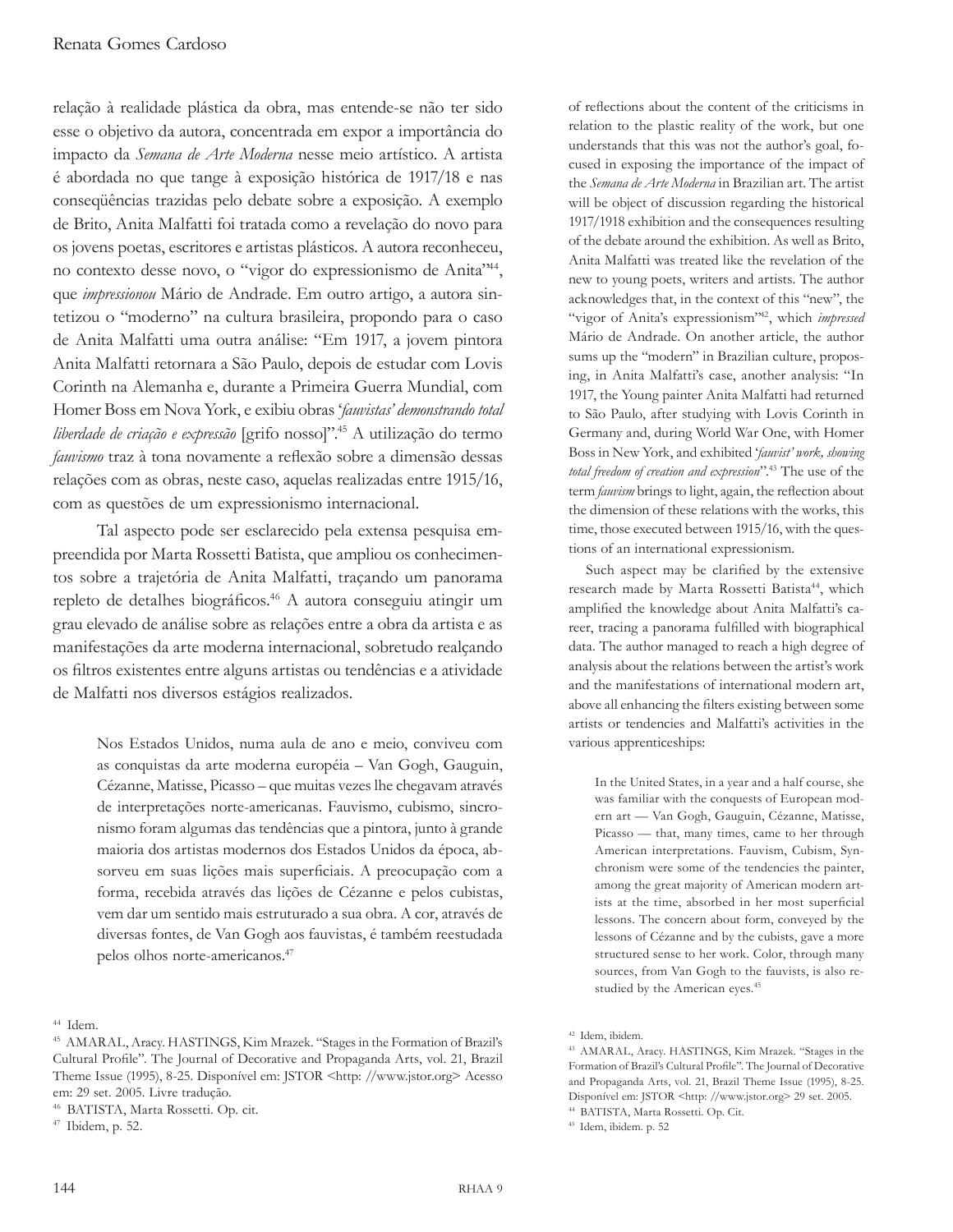relação à realidade plástica da obra, mas entende-se não ter sido esse o objetivo da autora, concentrada em expor a importância do impacto da *Semana de Arte Moderna* nesse meio artístico. A artista é abordada no que tange à exposição histórica de 1917/18 e nas conseqüências trazidas pelo debate sobre a exposição. A exemplo de Brito, Anita Malfatti foi tratada como a revelação do novo para os jovens poetas, escritores e artistas plásticos. A autora reconheceu, no contexto desse novo, o "vigor do expressionismo de Anita"[44], que *impressionou* Mário de Andrade. Em outro artigo, a autora sintetizou o "moderno" na cultura brasileira, propondo para o caso de Anita Malfatti uma outra análise: "Em 1917, a jovem pintora Anita Malfatti retornara a São Paulo, depois de estudar com Lovis Corinth na Alemanha e, durante a Primeira Guerra Mundial, com Homer Boss em Nova York, e exibiu obras '*fauvistas' demonstrando total liberdade de criação e expressão* [grifo nosso]".[45] A utilização do termo *fauvismo* traz à tona novamente a reflexão sobre a dimensão dessas relações com as obras, neste caso, aquelas realizadas entre 1915/16, com as questões de um expressionismo internacional.

Tal aspecto pode ser esclarecido pela extensa pesquisa empreendida por Marta Rossetti Batista, que ampliou os conhecimentos sobre a trajetória de Anita Malfatti, traçando um panorama repleto de detalhes biográficos.[46] A autora conseguiu atingir um grau elevado de análise sobre as relações entre a obra da artista e as manifestações da arte moderna internacional, sobretudo realçando os filtros existentes entre alguns artistas ou tendências e a atividade de Malfatti nos diversos estágios realizados.

> Nos Estados Unidos, numa aula de ano e meio, conviveu com as conquistas da arte moderna européia – Van Gogh, Gauguin, Cézanne, Matisse, Picasso – que muitas vezes lhe chegavam através de interpretações norte-americanas. Fauvismo, cubismo, sincronismo foram algumas das tendências que a pintora, junto à grande maioria dos artistas modernos dos Estados Unidos da época, absorveu em suas lições mais superficiais. A preocupação com a forma, recebida através das lições de Cézanne e pelos cubistas, vem dar um sentido mais estruturado a sua obra. A cor, através de diversas fontes, de Van Gogh aos fauvistas, é também reestudada pelos olhos norte-americanos.[47]

[44] Idem.

[45] AMARAL, Aracy. HASTINGS, Kim Mrazek. "Stages in the Formation of Brazil's Cultural Profile". The Journal of Decorative and Propaganda Arts, vol. 21, Brazil Theme Issue (1995), 8-25. Disponível em: JSTOR <http: //www.jstor.org> Acesso em: 29 set. 2005. Livre tradução.

[46] BATISTA, Marta Rossetti. Op. cit.

[47] Ibidem, p. 52.

of reflections about the content of the criticisms in relation to the plastic reality of the work, but one understands that this was not the author's goal, focused in exposing the importance of the impact of the *Semana de Arte Moderna* in Brazilian art. The artist will be object of discussion regarding the historical 1917/1918 exhibition and the consequences resulting of the debate around the exhibition. As well as Brito, Anita Malfatti was treated like the revelation of the new to young poets, writers and artists. The author acknowledges that, in the context of this "new", the "vigor of Anita's expressionism"[42], which *impressed* Mário de Andrade. On another article, the author sums up the "modern" in Brazilian culture, proposing, in Anita Malfatti's case, another analysis: "In 1917, the Young painter Anita Malfatti had returned to São Paulo, after studying with Lovis Corinth in Germany and, during World War One, with Homer Boss in New York, and exhibited *'fauvist' work, showing total freedom of creation and expression*".[43] The use of the term *fauvism* brings to light, again, the reflection about the dimension of these relations with the works, this time, those executed between 1915/16, with the questions of an international expressionism.

Such aspect may be clarified by the extensive research made by Marta Rossetti Batista[44], which amplified the knowledge about Anita Malfatti's career, tracing a panorama fulfilled with biographical data. The author managed to reach a high degree of analysis about the relations between the artist's work and the manifestations of international modern art, above all enhancing the filters existing between some artists or tendencies and Malfatti's activities in the various apprenticeships:

> In the United States, in a year and a half course, she was familiar with the conquests of European modern art — Van Gogh, Gauguin, Cézanne, Matisse, Picasso — that, many times, came to her through American interpretations. Fauvism, Cubism, Synchronism were some of the tendencies the painter, among the great majority of American modern artists at the time, absorbed in her most superficial lessons. The concern about form, conveyed by the lessons of Cézanne and by the cubists, gave a more structured sense to her work. Color, through many sources, from Van Gogh to the fauvists, is also restudied by the American eyes.[45]

[42] Idem, ibidem.

[43] AMARAL, Aracy. HASTINGS, Kim Mrazek. "Stages in the Formation of Brazil's Cultural Profile". The Journal of Decorative and Propaganda Arts, vol. 21, Brazil Theme Issue (1995), 8-25. Disponível em: JSTOR <http: //www.jstor.org> 29 set. 2005.

[44] BATISTA, Marta Rossetti. Op. Cit.

[45] Idem, ibidem. p. 52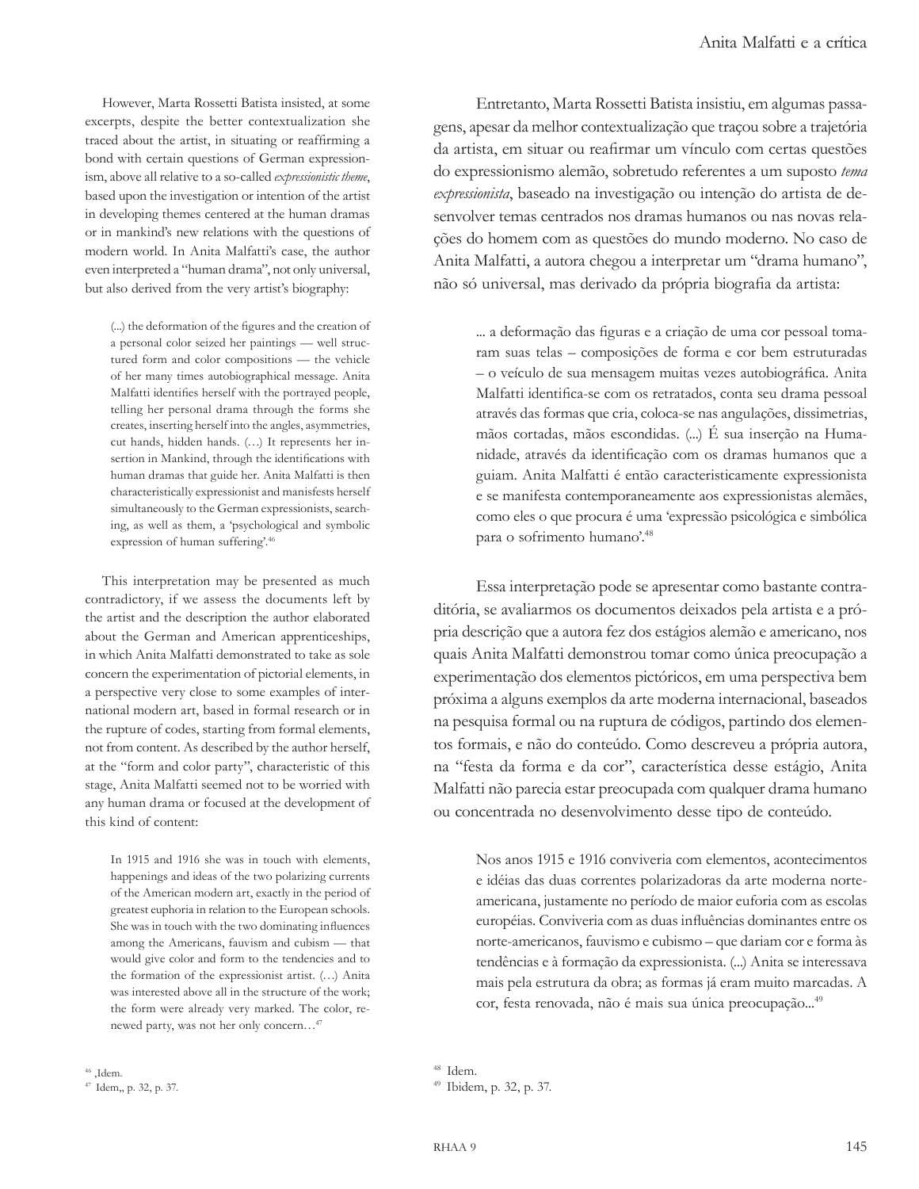However, Marta Rossetti Batista insisted, at some excerpts, despite the better contextualization she traced about the artist, in situating or reaffirming a bond with certain questions of German expressionism, above all relative to a so-called *expressionistic theme*, based upon the investigation or intention of the artist in developing themes centered at the human dramas or in mankind's new relations with the questions of modern world. In Anita Malfatti's case, the author even interpreted a "human drama", not only universal, but also derived from the very artist's biography:

> (...) the deformation of the figures and the creation of a personal color seized her paintings — well structured form and color compositions — the vehicle of her many times autobiographical message. Anita Malfatti identifies herself with the portrayed people, telling her personal drama through the forms she creates, inserting herself into the angles, asymmetries, cut hands, hidden hands. (…) It represents her insertion in Mankind, through the identifications with human dramas that guide her. Anita Malfatti is then characteristically expressionist and manifests herself simultaneously to the German expressionists, searching, as well as them, a 'psychological and symbolic expression of human suffering'.[46]

This interpretation may be presented as much contradictory, if we assess the documents left by the artist and the description the author elaborated about the German and American apprenticeships, in which Anita Malfatti demonstrated to take as sole concern the experimentation of pictorial elements, in a perspective very close to some examples of international modern art, based in formal research or in the rupture of codes, starting from formal elements, not from content. As described by the author herself, at the "form and color party", characteristic of this stage, Anita Malfatti seemed not to be worried with any human drama or focused at the development of this kind of content:

> In 1915 and 1916 she was in touch with elements, happenings and ideas of the two polarizing currents of the American modern art, exactly in the period of greatest euphoria in relation to the European schools. She was in touch with the two dominating influences among the Americans, fauvism and cubism — that would give color and form to the tendencies and to the formation of the expressionist artist. (…) Anita was interested above all in the structure of the work; the form were already very marked. The color, renewed party, was not her only concern…[47]

[46] ,Idem.

[47] Idem,, p. 32, p. 37.

Entretanto, Marta Rossetti Batista insistiu, em algumas passagens, apesar da melhor contextualização que traçou sobre a trajetória da artista, em situar ou reafirmar um vínculo com certas questões do expressionismo alemão, sobretudo referentes a um suposto *tema expressionista*, baseado na investigação ou intenção do artista de desenvolver temas centrados nos dramas humanos ou nas novas relações do homem com as questões do mundo moderno. No caso de Anita Malfatti, a autora chegou a interpretar um "drama humano", não só universal, mas derivado da própria biografia da artista:

> ... a deformação das figuras e a criação de uma cor pessoal tomaram suas telas – composições de forma e cor bem estruturadas – o veículo de sua mensagem muitas vezes autobiográfica. Anita Malfatti identifica-se com os retratados, conta seu drama pessoal através das formas que cria, coloca-se nas angulações, dissimetrias, mãos cortadas, mãos escondidas. (...) É sua inserção na Humanidade, através da identificação com os dramas humanos que a guiam. Anita Malfatti é então caracteristicamente expressionista e se manifesta contemporaneamente aos expressionistas alemães, como eles o que procura é uma 'expressão psicológica e simbólica para o sofrimento humano'.[48]

Essa interpretação pode se apresentar como bastante contraditória, se avaliarmos os documentos deixados pela artista e a própria descrição que a autora fez dos estágios alemão e americano, nos quais Anita Malfatti demonstrou tomar como única preocupação a experimentação dos elementos pictóricos, em uma perspectiva bem próxima a alguns exemplos da arte moderna internacional, baseados na pesquisa formal ou na ruptura de códigos, partindo dos elementos formais, e não do conteúdo. Como descreveu a própria autora, na "festa da forma e da cor", característica desse estágio, Anita Malfatti não parecia estar preocupada com qualquer drama humano ou concentrada no desenvolvimento desse tipo de conteúdo.

> Nos anos 1915 e 1916 conviveria com elementos, acontecimentos e idéias das duas correntes polarizadoras da arte moderna norte-americana, justamente no período de maior euforia com as escolas européias. Conviveria com as duas influências dominantes entre os norte-americanos, fauvismo e cubismo – que dariam cor e forma às tendências e à formação da expressionista. (...) Anita se interessava mais pela estrutura da obra; as formas já eram muito marcadas. A cor, festa renovada, não é mais sua única preocupação...[49]

[48] Idem.

[49] Ibidem, p. 32, p. 37.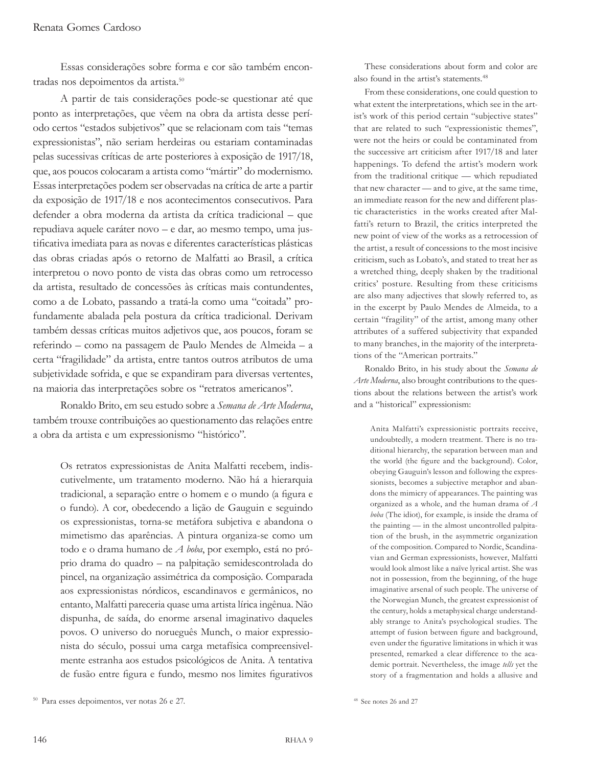Essas considerações sobre forma e cor são também encontradas nos depoimentos da artista.[50]

A partir de tais considerações pode-se questionar até que ponto as interpretações, que vêem na obra da artista desse período certos "estados subjetivos" que se relacionam com tais "temas expressionistas", não seriam herdeiras ou estariam contaminadas pelas sucessivas críticas de arte posteriores à exposição de 1917/18, que, aos poucos colocaram a artista como "mártir" do modernismo. Essas interpretações podem ser observadas na crítica de arte a partir da exposição de 1917/18 e nos acontecimentos consecutivos. Para defender a obra moderna da artista da crítica tradicional – que repudiava aquele caráter novo – e dar, ao mesmo tempo, uma justificativa imediata para as novas e diferentes características plásticas das obras criadas após o retorno de Malfatti ao Brasil, a crítica interpretou o novo ponto de vista das obras como um retrocesso da artista, resultado de concessões às críticas mais contundentes, como a de Lobato, passando a tratá-la como uma "coitada" profundamente abalada pela postura da crítica tradicional. Derivam também dessas críticas muitos adjetivos que, aos poucos, foram se referindo – como na passagem de Paulo Mendes de Almeida – a certa "fragilidade" da artista, entre tantos outros atributos de uma subjetividade sofrida, e que se expandiram para diversas vertentes, na maioria das interpretações sobre os "retratos americanos".

Ronaldo Brito, em seu estudo sobre a *Semana de Arte Moderna*, também trouxe contribuições ao questionamento das relações entre a obra da artista e um expressionismo "histórico".

> Os retratos expressionistas de Anita Malfatti recebem, indiscutivelmente, um tratamento moderno. Não há a hierarquia tradicional, a separação entre o homem e o mundo (a figura e o fundo). A cor, obedecendo a lição de Gauguin e seguindo os expressionistas, torna-se metáfora subjetiva e abandona o mimetismo das aparências. A pintura organiza-se como um todo e o drama humano de *A boba*, por exemplo, está no próprio drama do quadro – na palpitação semidescontrolada do pincel, na organização assimétrica da composição. Comparada aos expressionistas nórdicos, escandinavos e germânicos, no entanto, Malfatti pareceria quase uma artista lírica ingênua. Não dispunha, de saída, do enorme arsenal imaginativo daqueles povos. O universo do norueguês Munch, o maior expressionista do século, possui uma carga metafísica compreensivelmente estranha aos estudos psicológicos de Anita. A tentativa de fusão entre figura e fundo, mesmo nos limites figurativos

[50] Para esses depoimentos, ver notas 26 e 27.

These considerations about form and color are also found in the artist's statements.[48]

From these considerations, one could question to what extent the interpretations, which see in the artist's work of this period certain "subjective states" that are related to such "expressionistic themes", were not the heirs or could be contaminated from the successive art criticism after 1917/18 and later happenings. To defend the artist's modern work from the traditional critique — which repudiated that new character — and to give, at the same time, an immediate reason for the new and different plastic characteristics in the works created after Malfatti's return to Brazil, the critics interpreted the new point of view of the works as a retrocession of the artist, a result of concessions to the most incisive criticism, such as Lobato's, and stated to treat her as a wretched thing, deeply shaken by the traditional critics' posture. Resulting from these criticisms are also many adjectives that slowly referred to, as in the excerpt by Paulo Mendes de Almeida, to a certain "fragility" of the artist, among many other attributes of a suffered subjectivity that expanded to many branches, in the majority of the interpretations of the "American portraits."

Ronaldo Brito, in his study about the *Semana de Arte Moderna*, also brought contributions to the questions about the relations between the artist's work and a "historical" expressionism:

> Anita Malfatti's expressionistic portraits receive, undoubtedly, a modern treatment. There is no traditional hierarchy, the separation between man and the world (the figure and the background). Color, obeying Gauguin's lesson and following the expressionists, becomes a subjective metaphor and abandons the mimicry of appearances. The painting was organized as a whole, and the human drama of *A boba* (The idiot), for example, is inside the drama of the painting — in the almost uncontrolled palpitation of the brush, in the asymmetric organization of the composition. Compared to Nordic, Scandinavian and German expressionists, however, Malfatti would look almost like a naïve lyrical artist. She was not in possession, from the beginning, of the huge imaginative arsenal of such people. The universe of the Norwegian Munch, the greatest expressionist of the century, holds a metaphysical charge understandably strange to Anita's psychological studies. The attempt of fusion between figure and background, even under the figurative limitations in which it was presented, remarked a clear difference to the academic portrait. Nevertheless, the image *tells* yet the story of a fragmentation and holds a allusive and

[48] See notes 26 and 27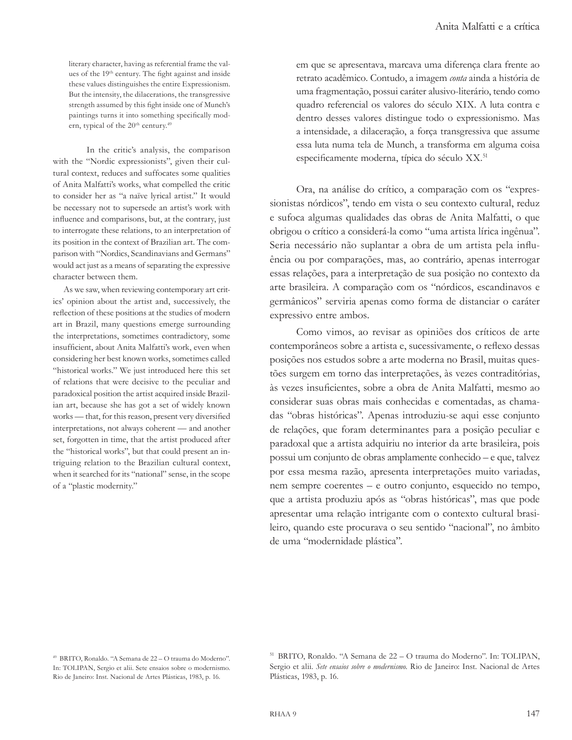literary character, having as referential frame the values of the 19th century. The fight against and inside these values distinguishes the entire Expressionism. But the intensity, the dilacerations, the transgressive strength assumed by this fight inside one of Munch's paintings turns it into something specifically modern, typical of the 20th century.[49]

In the critic's analysis, the comparison with the "Nordic expressionists", given their cultural context, reduces and suffocates some qualities of Anita Malfatti's works, what compelled the critic to consider her as "a naïve lyrical artist." It would be necessary not to supersede an artist's work with influence and comparisons, but, at the contrary, just to interrogate these relations, to an interpretation of its position in the context of Brazilian art. The comparison with "Nordics, Scandinavians and Germans" would act just as a means of separating the expressive character between them.

As we saw, when reviewing contemporary art critics' opinion about the artist and, successively, the reflection of these positions at the studies of modern art in Brazil, many questions emerge surrounding the interpretations, sometimes contradictory, some insufficient, about Anita Malfatti's work, even when considering her best known works, sometimes called "historical works." We just introduced here this set of relations that were decisive to the peculiar and paradoxical position the artist acquired inside Brazilian art, because she has got a set of widely known works — that, for this reason, present very diversified interpretations, not always coherent — and another set, forgotten in time, that the artist produced after the "historical works", but that could present an intriguing relation to the Brazilian cultural context, when it searched for its "national" sense, in the scope of a "plastic modernity."

[49] BRITO, Ronaldo. "A Semana de 22 – O trauma do Moderno". In: TOLIPAN, Sergio et alii. Sete ensaios sobre o modernismo. Rio de Janeiro: Inst. Nacional de Artes Plásticas, 1983, p. 16.

em que se apresentava, marcava uma diferença clara frente ao retrato acadêmico. Contudo, a imagem *conta* ainda a história de uma fragmentação, possui caráter alusivo-literário, tendo como quadro referencial os valores do século XIX. A luta contra e dentro desses valores distingue todo o expressionismo. Mas a intensidade, a dilaceração, a força transgressiva que assume essa luta numa tela de Munch, a transforma em alguma coisa especificamente moderna, típica do século XX.[51]

Ora, na análise do crítico, a comparação com os "expressionistas nórdicos", tendo em vista o seu contexto cultural, reduz e sufoca algumas qualidades das obras de Anita Malfatti, o que obrigou o crítico a considerá-la como "uma artista lírica ingênua". Seria necessário não suplantar a obra de um artista pela influência ou por comparações, mas, ao contrário, apenas interrogar essas relações, para a interpretação de sua posição no contexto da arte brasileira. A comparação com os "nórdicos, escandinavos e germânicos" serviria apenas como forma de distanciar o caráter expressivo entre ambos.

Como vimos, ao revisar as opiniões dos críticos de arte contemporâneos sobre a artista e, sucessivamente, o reflexo dessas posições nos estudos sobre a arte moderna no Brasil, muitas questões surgem em torno das interpretações, às vezes contraditórias, às vezes insuficientes, sobre a obra de Anita Malfatti, mesmo ao considerar suas obras mais conhecidas e comentadas, as chamadas "obras históricas". Apenas introduziu-se aqui esse conjunto de relações, que foram determinantes para a posição peculiar e paradoxal que a artista adquiriu no interior da arte brasileira, pois possui um conjunto de obras amplamente conhecido – e que, talvez por essa mesma razão, apresenta interpretações muito variadas, nem sempre coerentes – e outro conjunto, esquecido no tempo, que a artista produziu após as "obras históricas", mas que pode apresentar uma relação intrigante com o contexto cultural brasileiro, quando este procurava o seu sentido "nacional", no âmbito de uma "modernidade plástica".

[51] BRITO, Ronaldo. "A Semana de 22 – O trauma do Moderno". In: TOLIPAN, Sergio et alii. *Sete ensaios sobre o modernismo*. Rio de Janeiro: Inst. Nacional de Artes Plásticas, 1983, p. 16.